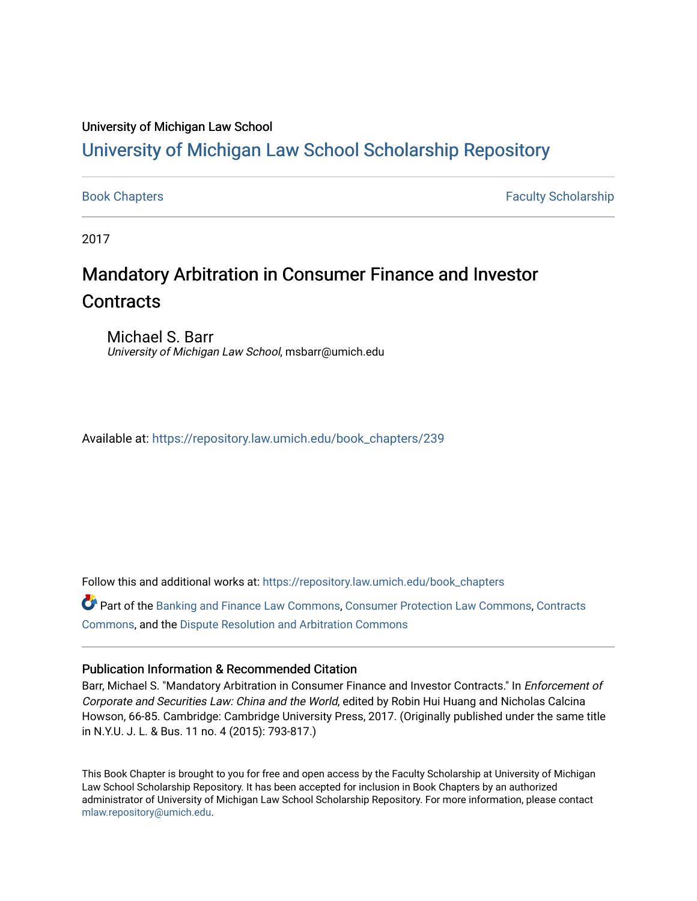University of Michigan Law School

## University of Michigan Law School Scholarship Repository

Book Chapters

Faculty Scholarship

2017

# Mandatory Arbitration in Consumer Finance and Investor Contracts

Michael S. Barr
*University of Michigan Law School*, msbarr@umich.edu

Available at: https://repository.law.umich.edu/book_chapters/239

Follow this and additional works at: https://repository.law.umich.edu/book_chapters

Part of the Banking and Finance Law Commons, Consumer Protection Law Commons, Contracts Commons, and the Dispute Resolution and Arbitration Commons

### Publication Information & Recommended Citation

Barr, Michael S. "Mandatory Arbitration in Consumer Finance and Investor Contracts." In *Enforcement of Corporate and Securities Law: China and the World*, edited by Robin Hui Huang and Nicholas Calcina Howson, 66-85. Cambridge: Cambridge University Press, 2017. (Originally published under the same title in N.Y.U. J. L. & Bus. 11 no. 4 (2015): 793-817.)

This Book Chapter is brought to you for free and open access by the Faculty Scholarship at University of Michigan Law School Scholarship Repository. It has been accepted for inclusion in Book Chapters by an authorized administrator of University of Michigan Law School Scholarship Repository. For more information, please contact mlaw.repository@umich.edu.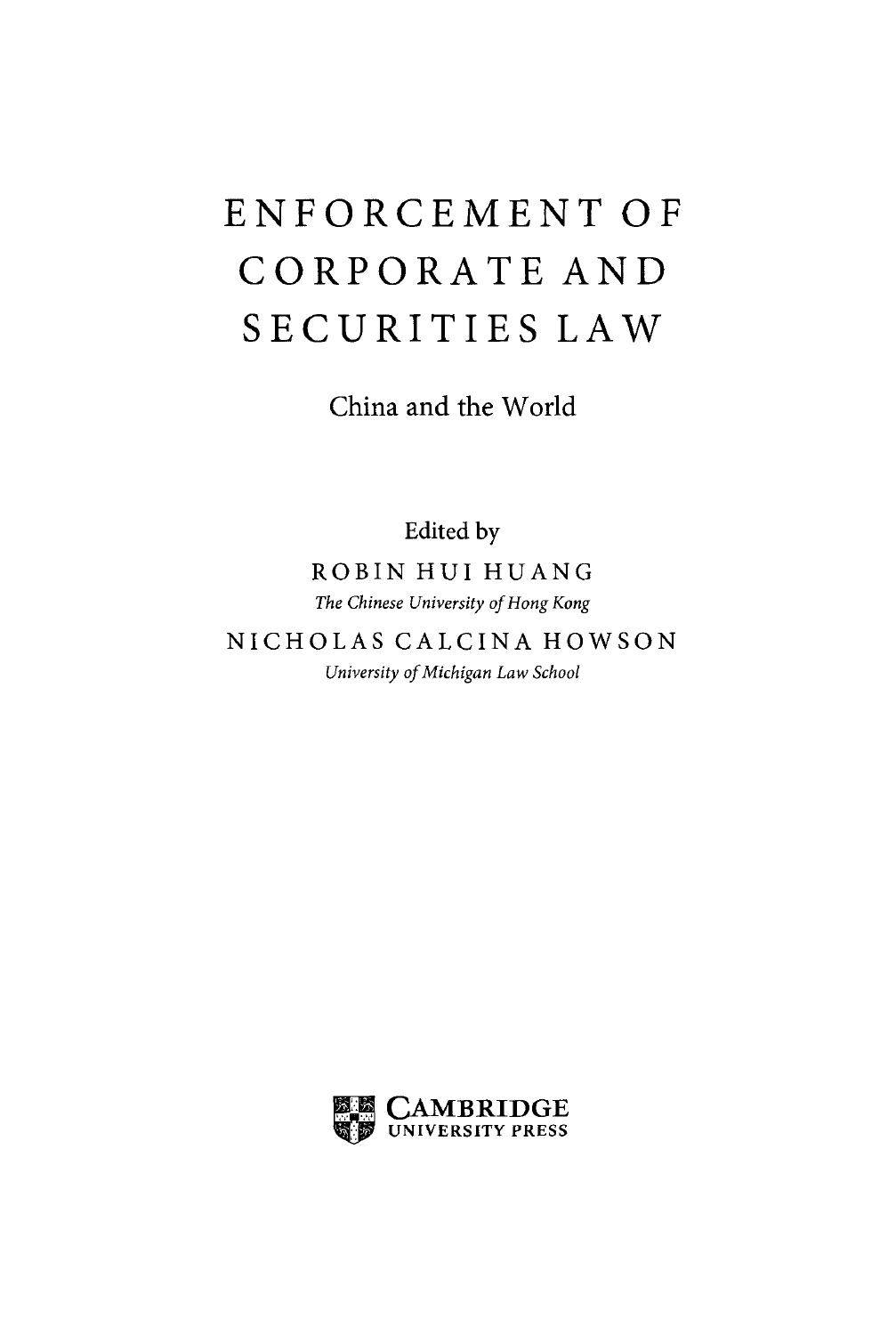# ENFORCEMENT OF CORPORATE AND SECURITIES LAW

## China and the World

Edited by

ROBIN HUI HUANG

*The Chinese University of Hong Kong*

NICHOLAS CALCINA HOWSON

*University of Michigan Law School*

CAMBRIDGE UNIVERSITY PRESS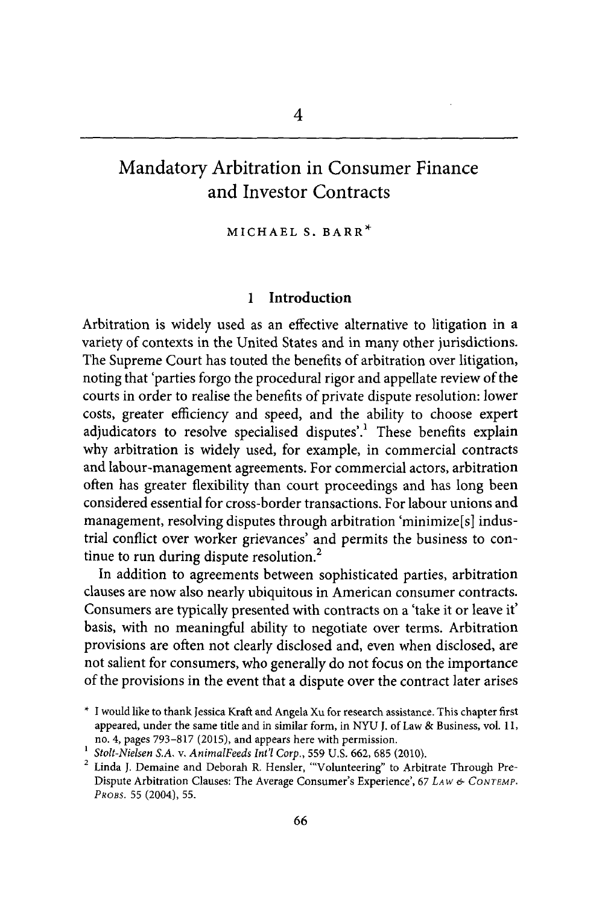# 4

# Mandatory Arbitration in Consumer Finance and Investor Contracts

MICHAEL S. BARR*

## 1 Introduction

Arbitration is widely used as an effective alternative to litigation in a variety of contexts in the United States and in many other jurisdictions. The Supreme Court has touted the benefits of arbitration over litigation, noting that 'parties forgo the procedural rigor and appellate review of the courts in order to realise the benefits of private dispute resolution: lower costs, greater efficiency and speed, and the ability to choose expert adjudicators to resolve specialised disputes'.[1] These benefits explain why arbitration is widely used, for example, in commercial contracts and labour-management agreements. For commercial actors, arbitration often has greater flexibility than court proceedings and has long been considered essential for cross-border transactions. For labour unions and management, resolving disputes through arbitration 'minimize[s] industrial conflict over worker grievances' and permits the business to continue to run during dispute resolution.[2]

In addition to agreements between sophisticated parties, arbitration clauses are now also nearly ubiquitous in American consumer contracts. Consumers are typically presented with contracts on a 'take it or leave it' basis, with no meaningful ability to negotiate over terms. Arbitration provisions are often not clearly disclosed and, even when disclosed, are not salient for consumers, who generally do not focus on the importance of the provisions in the event that a dispute over the contract later arises

* I would like to thank Jessica Kraft and Angela Xu for research assistance. This chapter first appeared, under the same title and in similar form, in NYU J. of Law & Business, vol. 11, no. 4, pages 793–817 (2015), and appears here with permission.

[1] *Stolt-Nielsen S.A. v. AnimalFeeds Int'l Corp.*, 559 U.S. 662, 685 (2010).

[2] Linda J. Demaine and Deborah R. Hensler, '"Volunteering" to Arbitrate Through Pre-Dispute Arbitration Clauses: The Average Consumer's Experience', 67 *LAW & CONTEMP. PROBS.* 55 (2004), 55.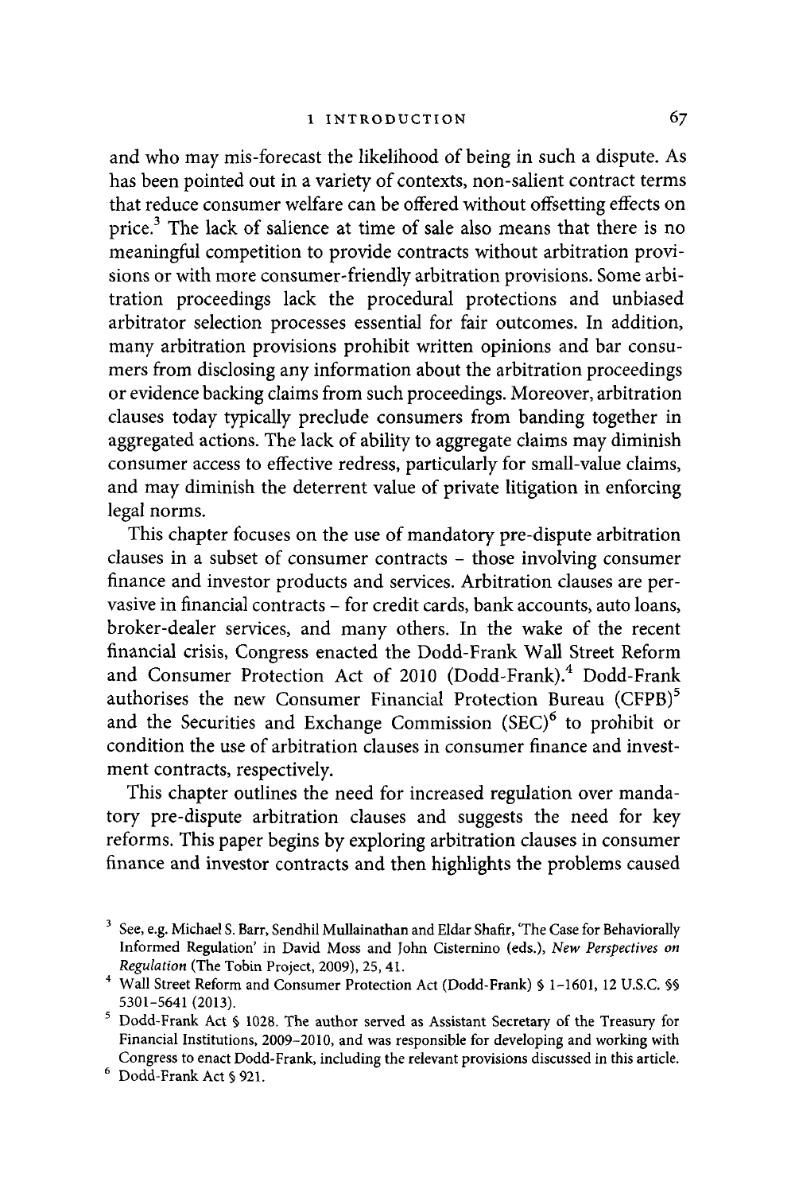and who may mis-forecast the likelihood of being in such a dispute. As has been pointed out in a variety of contexts, non-salient contract terms that reduce consumer welfare can be offered without offsetting effects on price.[3] The lack of salience at time of sale also means that there is no meaningful competition to provide contracts without arbitration provisions or with more consumer-friendly arbitration provisions. Some arbitration proceedings lack the procedural protections and unbiased arbitrator selection processes essential for fair outcomes. In addition, many arbitration provisions prohibit written opinions and bar consumers from disclosing any information about the arbitration proceedings or evidence backing claims from such proceedings. Moreover, arbitration clauses today typically preclude consumers from banding together in aggregated actions. The lack of ability to aggregate claims may diminish consumer access to effective redress, particularly for small-value claims, and may diminish the deterrent value of private litigation in enforcing legal norms.

This chapter focuses on the use of mandatory pre-dispute arbitration clauses in a subset of consumer contracts – those involving consumer finance and investor products and services. Arbitration clauses are pervasive in financial contracts – for credit cards, bank accounts, auto loans, broker-dealer services, and many others. In the wake of the recent financial crisis, Congress enacted the Dodd-Frank Wall Street Reform and Consumer Protection Act of 2010 (Dodd-Frank).[4] Dodd-Frank authorises the new Consumer Financial Protection Bureau (CFPB)[5] and the Securities and Exchange Commission (SEC)[6] to prohibit or condition the use of arbitration clauses in consumer finance and investment contracts, respectively.

This chapter outlines the need for increased regulation over mandatory pre-dispute arbitration clauses and suggests the need for key reforms. This paper begins by exploring arbitration clauses in consumer finance and investor contracts and then highlights the problems caused

---

[3] See, e.g. Michael S. Barr, Sendhil Mullainathan and Eldar Shafir, 'The Case for Behaviorally Informed Regulation' in David Moss and John Cisternino (eds.), *New Perspectives on Regulation* (The Tobin Project, 2009), 25, 41.

[4] Wall Street Reform and Consumer Protection Act (Dodd-Frank) § 1–1601, 12 U.S.C. §§ 5301–5641 (2013).

[5] Dodd-Frank Act § 1028. The author served as Assistant Secretary of the Treasury for Financial Institutions, 2009–2010, and was responsible for developing and working with Congress to enact Dodd-Frank, including the relevant provisions discussed in this article.

[6] Dodd-Frank Act § 921.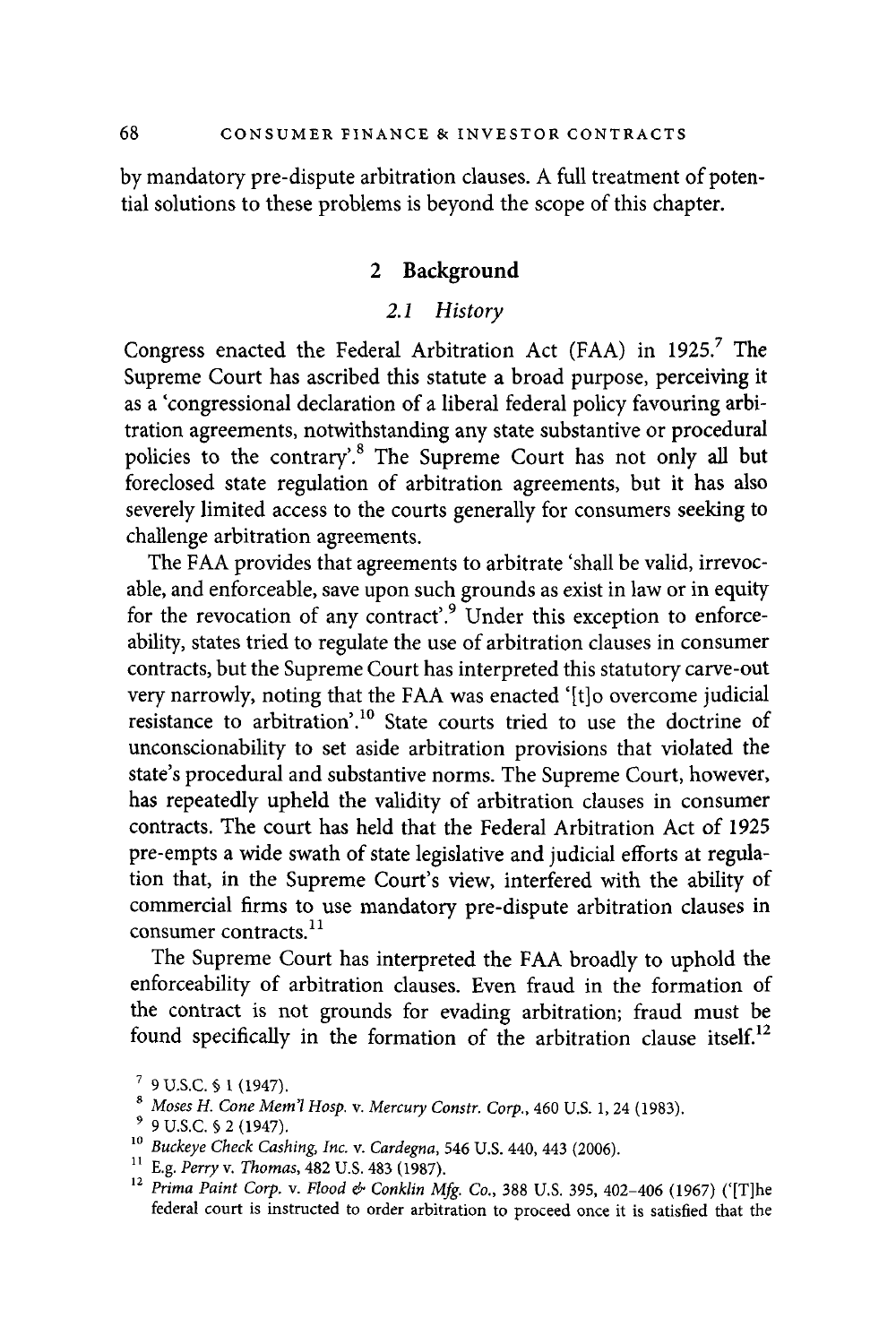by mandatory pre-dispute arbitration clauses. A full treatment of potential solutions to these problems is beyond the scope of this chapter.

## 2 Background

### *2.1 History*

Congress enacted the Federal Arbitration Act (FAA) in 1925.[7] The Supreme Court has ascribed this statute a broad purpose, perceiving it as a 'congressional declaration of a liberal federal policy favouring arbitration agreements, notwithstanding any state substantive or procedural policies to the contrary'.[8] The Supreme Court has not only all but foreclosed state regulation of arbitration agreements, but it has also severely limited access to the courts generally for consumers seeking to challenge arbitration agreements.

The FAA provides that agreements to arbitrate 'shall be valid, irrevocable, and enforceable, save upon such grounds as exist in law or in equity for the revocation of any contract'.[9] Under this exception to enforceability, states tried to regulate the use of arbitration clauses in consumer contracts, but the Supreme Court has interpreted this statutory carve-out very narrowly, noting that the FAA was enacted '[t]o overcome judicial resistance to arbitration'.[10] State courts tried to use the doctrine of unconscionability to set aside arbitration provisions that violated the state's procedural and substantive norms. The Supreme Court, however, has repeatedly upheld the validity of arbitration clauses in consumer contracts. The court has held that the Federal Arbitration Act of 1925 pre-empts a wide swath of state legislative and judicial efforts at regulation that, in the Supreme Court's view, interfered with the ability of commercial firms to use mandatory pre-dispute arbitration clauses in consumer contracts.[11]

The Supreme Court has interpreted the FAA broadly to uphold the enforceability of arbitration clauses. Even fraud in the formation of the contract is not grounds for evading arbitration; fraud must be found specifically in the formation of the arbitration clause itself.[12]

---

[7] 9 U.S.C. § 1 (1947).

[8] *Moses H. Cone Mem'l Hosp.* v. *Mercury Constr. Corp.*, 460 U.S. 1, 24 (1983).

[9] 9 U.S.C. § 2 (1947).

[10] *Buckeye Check Cashing, Inc.* v. *Cardegna*, 546 U.S. 440, 443 (2006).

[11] E.g. *Perry* v. *Thomas*, 482 U.S. 483 (1987).

[12] *Prima Paint Corp.* v. *Flood & Conklin Mfg. Co.*, 388 U.S. 395, 402–406 (1967) ('[T]he federal court is instructed to order arbitration to proceed once it is satisfied that the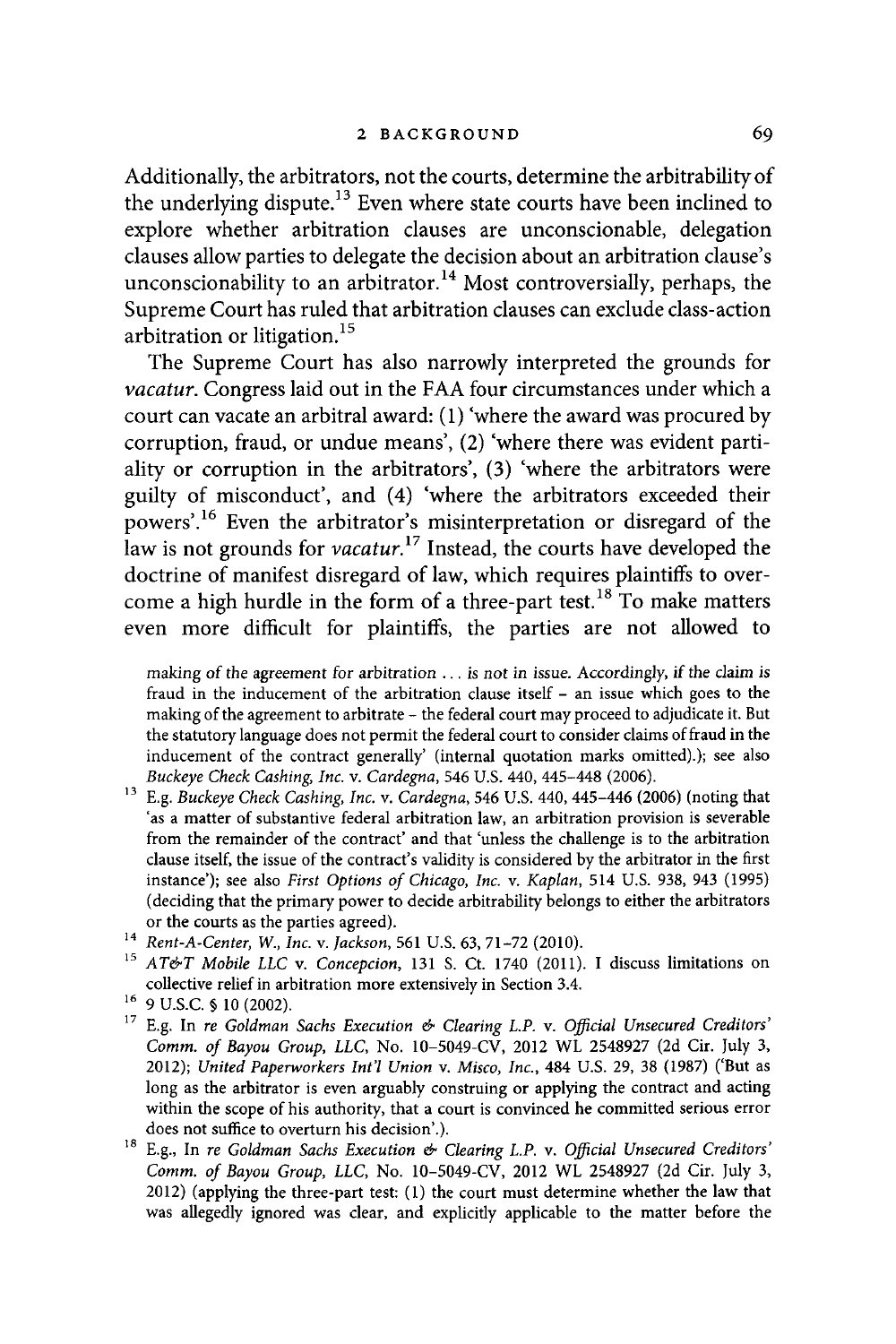Additionally, the arbitrators, not the courts, determine the arbitrability of the underlying dispute.[13] Even where state courts have been inclined to explore whether arbitration clauses are unconscionable, delegation clauses allow parties to delegate the decision about an arbitration clause's unconscionability to an arbitrator.[14] Most controversially, perhaps, the Supreme Court has ruled that arbitration clauses can exclude class-action arbitration or litigation.[15]

The Supreme Court has also narrowly interpreted the grounds for *vacatur*. Congress laid out in the FAA four circumstances under which a court can vacate an arbitral award: (1) 'where the award was procured by corruption, fraud, or undue means', (2) 'where there was evident partiality or corruption in the arbitrators', (3) 'where the arbitrators were guilty of misconduct', and (4) 'where the arbitrators exceeded their powers'.[16] Even the arbitrator's misinterpretation or disregard of the law is not grounds for *vacatur*.[17] Instead, the courts have developed the doctrine of manifest disregard of law, which requires plaintiffs to overcome a high hurdle in the form of a three-part test.[18] To make matters even more difficult for plaintiffs, the parties are not allowed to

making of the agreement for arbitration ... is not in issue. Accordingly, if the claim is fraud in the inducement of the arbitration clause itself – an issue which goes to the making of the agreement to arbitrate – the federal court may proceed to adjudicate it. But the statutory language does not permit the federal court to consider claims of fraud in the inducement of the contract generally' (internal quotation marks omitted).); see also *Buckeye Check Cashing, Inc. v. Cardegna*, 546 U.S. 440, 445–448 (2006).

[13] E.g. *Buckeye Check Cashing, Inc. v. Cardegna*, 546 U.S. 440, 445–446 (2006) (noting that 'as a matter of substantive federal arbitration law, an arbitration provision is severable from the remainder of the contract' and that 'unless the challenge is to the arbitration clause itself, the issue of the contract's validity is considered by the arbitrator in the first instance'); see also *First Options of Chicago, Inc. v. Kaplan*, 514 U.S. 938, 943 (1995) (deciding that the primary power to decide arbitrability belongs to either the arbitrators or the courts as the parties agreed).

[14] *Rent-A-Center, W., Inc. v. Jackson*, 561 U.S. 63, 71–72 (2010).

[15] *AT&T Mobile LLC v. Concepcion*, 131 S. Ct. 1740 (2011). I discuss limitations on collective relief in arbitration more extensively in Section 3.4.

[16] 9 U.S.C. § 10 (2002).

[17] E.g. In *re Goldman Sachs Execution & Clearing L.P. v. Official Unsecured Creditors' Comm. of Bayou Group, LLC*, No. 10-5049-CV, 2012 WL 2548927 (2d Cir. July 3, 2012); *United Paperworkers Int'l Union v. Misco, Inc.*, 484 U.S. 29, 38 (1987) ('But as long as the arbitrator is even arguably construing or applying the contract and acting within the scope of his authority, that a court is convinced he committed serious error does not suffice to overturn his decision'.).

[18] E.g., In *re Goldman Sachs Execution & Clearing L.P. v. Official Unsecured Creditors' Comm. of Bayou Group, LLC*, No. 10-5049-CV, 2012 WL 2548927 (2d Cir. July 3, 2012) (applying the three-part test: (1) the court must determine whether the law that was allegedly ignored was clear, and explicitly applicable to the matter before the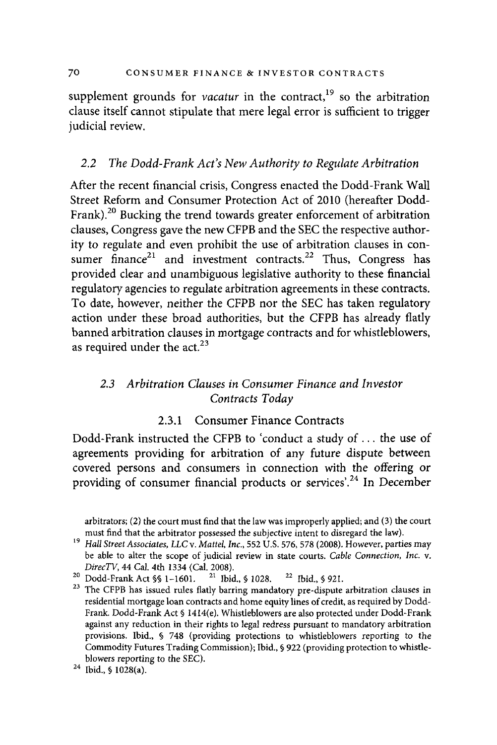supplement grounds for *vacatur* in the contract,[19] so the arbitration clause itself cannot stipulate that mere legal error is sufficient to trigger judicial review.

### 2.2 *The Dodd-Frank Act's New Authority to Regulate Arbitration*

After the recent financial crisis, Congress enacted the Dodd-Frank Wall Street Reform and Consumer Protection Act of 2010 (hereafter Dodd-Frank).[20] Bucking the trend towards greater enforcement of arbitration clauses, Congress gave the new CFPB and the SEC the respective authority to regulate and even prohibit the use of arbitration clauses in consumer finance[21] and investment contracts.[22] Thus, Congress has provided clear and unambiguous legislative authority to these financial regulatory agencies to regulate arbitration agreements in these contracts. To date, however, neither the CFPB nor the SEC has taken regulatory action under these broad authorities, but the CFPB has already flatly banned arbitration clauses in mortgage contracts and for whistleblowers, as required under the act.[23]

### 2.3 *Arbitration Clauses in Consumer Finance and Investor Contracts Today*

#### 2.3.1 Consumer Finance Contracts

Dodd-Frank instructed the CFPB to 'conduct a study of ... the use of agreements providing for arbitration of any future dispute between covered persons and consumers in connection with the offering or providing of consumer financial products or services'.[24] In December

---

arbitrators; (2) the court must find that the law was improperly applied; and (3) the court must find that the arbitrator possessed the subjective intent to disregard the law).

[19] *Hall Street Associates, LLC* v. *Mattel, Inc.*, 552 U.S. 576, 578 (2008). However, parties may be able to alter the scope of judicial review in state courts. *Cable Connection, Inc.* v. *DirecTV*, 44 Cal. 4th 1334 (Cal. 2008).

[20] Dodd-Frank Act §§ 1–1601. [21] Ibid., § 1028. [22] Ibid., § 921.

[23] The CFPB has issued rules flatly barring mandatory pre-dispute arbitration clauses in residential mortgage loan contracts and home equity lines of credit, as required by Dodd-Frank. Dodd-Frank Act § 1414(e). Whistleblowers are also protected under Dodd-Frank against any reduction in their rights to legal redress pursuant to mandatory arbitration provisions. Ibid., § 748 (providing protections to whistleblowers reporting to the Commodity Futures Trading Commission); Ibid., § 922 (providing protection to whistleblowers reporting to the SEC).

[24] Ibid., § 1028(a).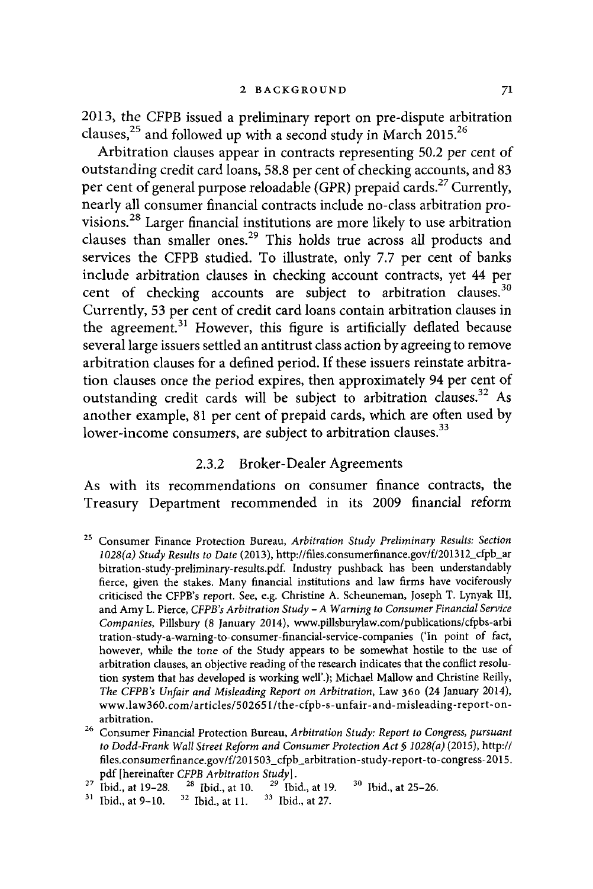2013, the CFPB issued a preliminary report on pre-dispute arbitration clauses,[25] and followed up with a second study in March 2015.[26]

Arbitration clauses appear in contracts representing 50.2 per cent of outstanding credit card loans, 58.8 per cent of checking accounts, and 83 per cent of general purpose reloadable (GPR) prepaid cards.[27] Currently, nearly all consumer financial contracts include no-class arbitration provisions.[28] Larger financial institutions are more likely to use arbitration clauses than smaller ones.[29] This holds true across all products and services the CFPB studied. To illustrate, only 7.7 per cent of banks include arbitration clauses in checking account contracts, yet 44 per cent of checking accounts are subject to arbitration clauses.[30] Currently, 53 per cent of credit card loans contain arbitration clauses in the agreement.[31] However, this figure is artificially deflated because several large issuers settled an antitrust class action by agreeing to remove arbitration clauses for a defined period. If these issuers reinstate arbitration clauses once the period expires, then approximately 94 per cent of outstanding credit cards will be subject to arbitration clauses.[32] As another example, 81 per cent of prepaid cards, which are often used by lower-income consumers, are subject to arbitration clauses.[33]

### 2.3.2 Broker-Dealer Agreements

As with its recommendations on consumer finance contracts, the Treasury Department recommended in its 2009 financial reform

---

[25] Consumer Finance Protection Bureau, *Arbitration Study Preliminary Results: Section 1028(a) Study Results to Date* (2013), http://files.consumerfinance.gov/f/201312_cfpb_arbitration-study-preliminary-results.pdf. Industry pushback has been understandably fierce, given the stakes. Many financial institutions and law firms have vociferously criticised the CFPB's report. See, e.g. Christine A. Scheuneman, Joseph T. Lynyak III, and Amy L. Pierce, *CFPB's Arbitration Study – A Warning to Consumer Financial Service Companies*, Pillsbury (8 January 2014), www.pillsburylaw.com/publications/cfpbs-arbitration-study-a-warning-to-consumer-financial-service-companies ('In point of fact, however, while the tone of the Study appears to be somewhat hostile to the use of arbitration clauses, an objective reading of the research indicates that the conflict resolution system that has developed is working well'.); Michael Mallow and Christine Reilly, *The CFPB's Unfair and Misleading Report on Arbitration*, Law 360 (24 January 2014), www.law360.com/articles/502651/the-cfpb-s-unfair-and-misleading-report-on-arbitration.

[26] Consumer Financial Protection Bureau, *Arbitration Study: Report to Congress, pursuant to Dodd-Frank Wall Street Reform and Consumer Protection Act § 1028(a)* (2015), http://files.consumerfinance.gov/f/201503_cfpb_arbitration-study-report-to-congress-2015.pdf [hereinafter *CFPB Arbitration Study*].

[27] Ibid., at 19–28. [28] Ibid., at 10. [29] Ibid., at 19. [30] Ibid., at 25–26.

[31] Ibid., at 9–10. [32] Ibid., at 11. [33] Ibid., at 27.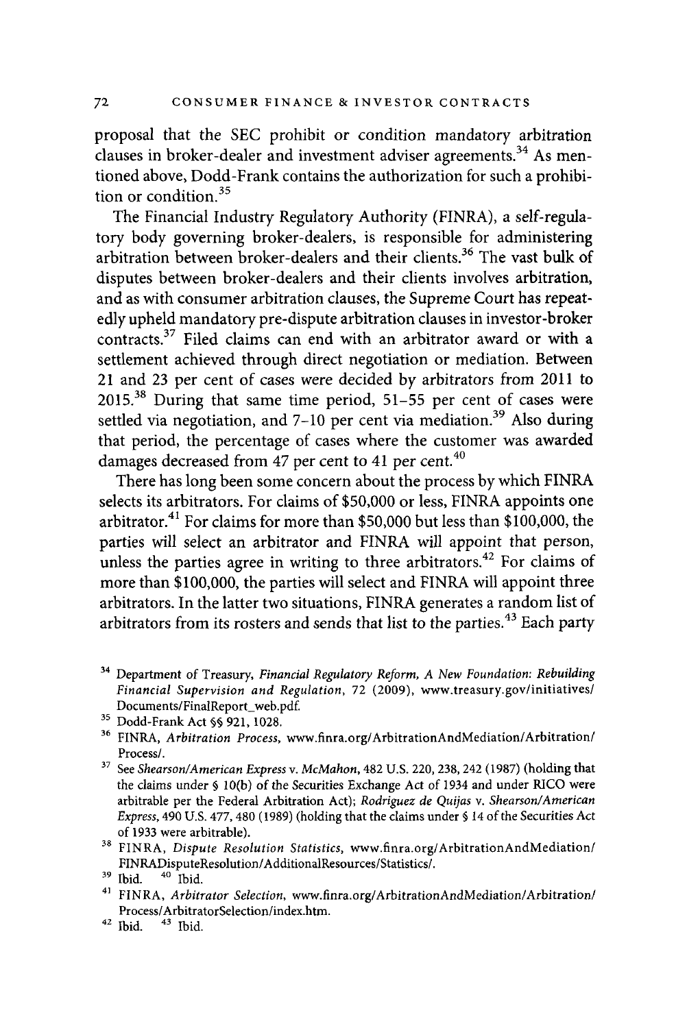proposal that the SEC prohibit or condition mandatory arbitration clauses in broker-dealer and investment adviser agreements.[34] As mentioned above, Dodd-Frank contains the authorization for such a prohibition or condition.[35]

The Financial Industry Regulatory Authority (FINRA), a self-regulatory body governing broker-dealers, is responsible for administering arbitration between broker-dealers and their clients.[36] The vast bulk of disputes between broker-dealers and their clients involves arbitration, and as with consumer arbitration clauses, the Supreme Court has repeatedly upheld mandatory pre-dispute arbitration clauses in investor-broker contracts.[37] Filed claims can end with an arbitrator award or with a settlement achieved through direct negotiation or mediation. Between 21 and 23 per cent of cases were decided by arbitrators from 2011 to 2015.[38] During that same time period, 51–55 per cent of cases were settled via negotiation, and 7–10 per cent via mediation.[39] Also during that period, the percentage of cases where the customer was awarded damages decreased from 47 per cent to 41 per cent.[40]

There has long been some concern about the process by which FINRA selects its arbitrators. For claims of $50,000 or less, FINRA appoints one arbitrator.[41] For claims for more than $50,000 but less than $100,000, the parties will select an arbitrator and FINRA will appoint that person, unless the parties agree in writing to three arbitrators.[42] For claims of more than $100,000, the parties will select and FINRA will appoint three arbitrators. In the latter two situations, FINRA generates a random list of arbitrators from its rosters and sends that list to the parties.[43] Each party

---

[34] Department of Treasury, *Financial Regulatory Reform, A New Foundation: Rebuilding Financial Supervision and Regulation*, 72 (2009), www.treasury.gov/initiatives/Documents/FinalReport_web.pdf.

[35] Dodd-Frank Act §§ 921, 1028.

[36] FINRA, *Arbitration Process*, www.finra.org/ArbitrationAndMediation/Arbitration/Process/.

[37] See *Shearson/American Express* v. *McMahon*, 482 U.S. 220, 238, 242 (1987) (holding that the claims under § 10(b) of the Securities Exchange Act of 1934 and under RICO were arbitrable per the Federal Arbitration Act); *Rodriguez de Quijas* v. *Shearson/American Express*, 490 U.S. 477, 480 (1989) (holding that the claims under § 14 of the Securities Act of 1933 were arbitrable).

[38] FINRA, *Dispute Resolution Statistics*, www.finra.org/ArbitrationAndMediation/FINRADisputeResolution/AdditionalResources/Statistics/.

[39] Ibid. [40] Ibid.

[41] FINRA, *Arbitrator Selection*, www.finra.org/ArbitrationAndMediation/Arbitration/Process/ArbitratorSelection/index.htm.

[42] Ibid. [43] Ibid.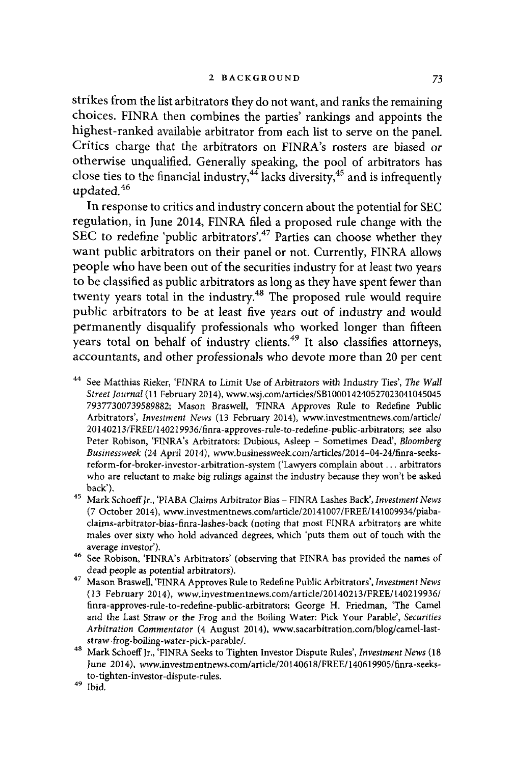strikes from the list arbitrators they do not want, and ranks the remaining choices. FINRA then combines the parties' rankings and appoints the highest-ranked available arbitrator from each list to serve on the panel. Critics charge that the arbitrators on FINRA's rosters are biased or otherwise unqualified. Generally speaking, the pool of arbitrators has close ties to the financial industry,[44] lacks diversity,[45] and is infrequently updated.[46]

In response to critics and industry concern about the potential for SEC regulation, in June 2014, FINRA filed a proposed rule change with the SEC to redefine 'public arbitrators'.[47] Parties can choose whether they want public arbitrators on their panel or not. Currently, FINRA allows people who have been out of the securities industry for at least two years to be classified as public arbitrators as long as they have spent fewer than twenty years total in the industry.[48] The proposed rule would require public arbitrators to be at least five years out of industry and would permanently disqualify professionals who worked longer than fifteen years total on behalf of industry clients.[49] It also classifies attorneys, accountants, and other professionals who devote more than 20 per cent

[44] See Matthias Rieker, 'FINRA to Limit Use of Arbitrators with Industry Ties', *The Wall Street Journal* (11 February 2014), www.wsj.com/articles/SB10001424052702304104504579377300739589882; Mason Braswell, 'FINRA Approves Rule to Redefine Public Arbitrators', *Investment News* (13 February 2014), www.investmentnews.com/article/20140213/FREE/140219936/finra-approves-rule-to-redefine-public-arbitrators; see also Peter Robison, 'FINRA's Arbitrators: Dubious, Asleep – Sometimes Dead', *Bloomberg Businessweek* (24 April 2014), www.businessweek.com/articles/2014-04-24/finra-seeks-reform-for-broker-investor-arbitration-system ('Lawyers complain about ... arbitrators who are reluctant to make big rulings against the industry because they won't be asked back').

[45] Mark Schoeff Jr., 'PIABA Claims Arbitrator Bias – FINRA Lashes Back', *Investment News* (7 October 2014), www.investmentnews.com/article/20141007/FREE/141009934/piaba-claims-arbitrator-bias-finra-lashes-back (noting that most FINRA arbitrators are white males over sixty who hold advanced degrees, which 'puts them out of touch with the average investor').

[46] See Robison, 'FINRA's Arbitrators' (observing that FINRA has provided the names of dead people as potential arbitrators).

[47] Mason Braswell, 'FINRA Approves Rule to Redefine Public Arbitrators', *Investment News* (13 February 2014), www.investmentnews.com/article/20140213/FREE/140219936/finra-approves-rule-to-redefine-public-arbitrators; George H. Friedman, 'The Camel and the Last Straw or the Frog and the Boiling Water: Pick Your Parable', *Securities Arbitration Commentator* (4 August 2014), www.sacarbitration.com/blog/camel-last-straw-frog-boiling-water-pick-parable/.

[48] Mark Schoeff Jr., 'FINRA Seeks to Tighten Investor Dispute Rules', *Investment News* (18 June 2014), www.investmentnews.com/article/20140618/FREE/140619905/finra-seeks-to-tighten-investor-dispute-rules.

[49] Ibid.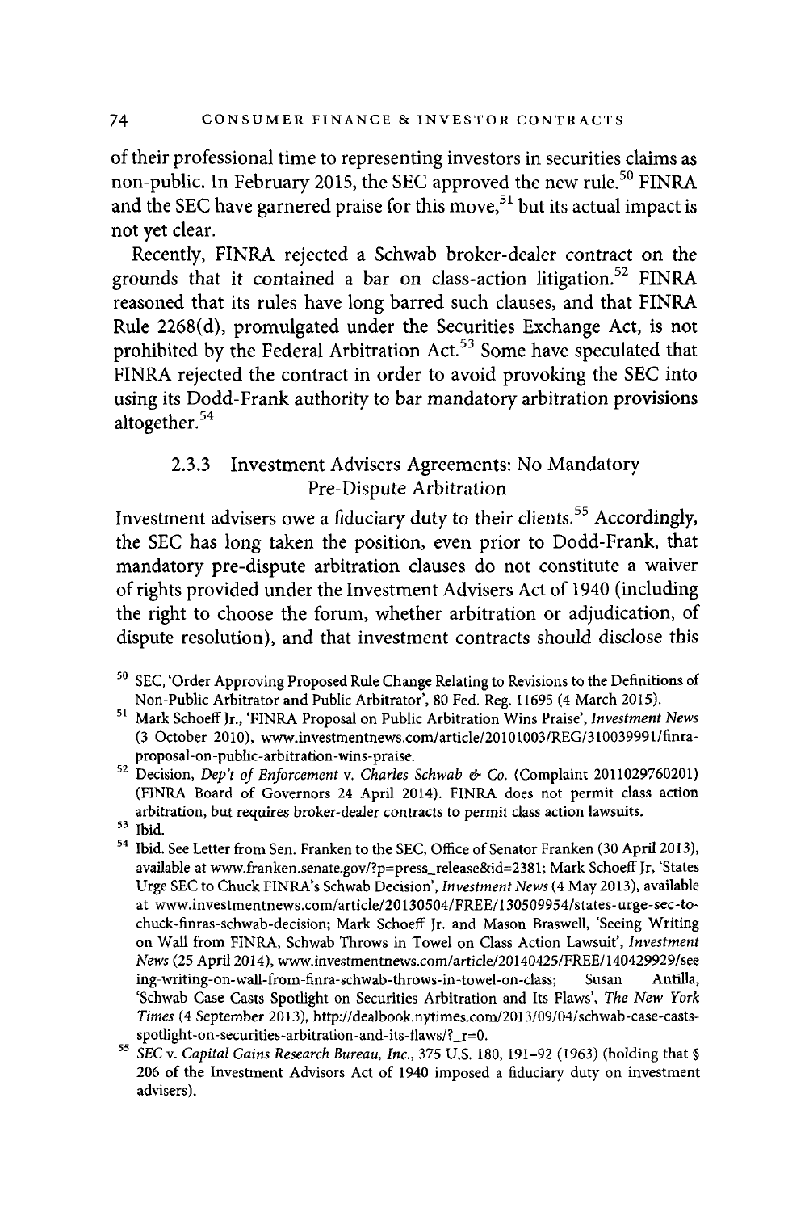of their professional time to representing investors in securities claims as non-public. In February 2015, the SEC approved the new rule.[50] FINRA and the SEC have garnered praise for this move,[51] but its actual impact is not yet clear.

Recently, FINRA rejected a Schwab broker-dealer contract on the grounds that it contained a bar on class-action litigation.[52] FINRA reasoned that its rules have long barred such clauses, and that FINRA Rule 2268(d), promulgated under the Securities Exchange Act, is not prohibited by the Federal Arbitration Act.[53] Some have speculated that FINRA rejected the contract in order to avoid provoking the SEC into using its Dodd-Frank authority to bar mandatory arbitration provisions altogether.[54]

### 2.3.3 Investment Advisers Agreements: No Mandatory Pre-Dispute Arbitration

Investment advisers owe a fiduciary duty to their clients.[55] Accordingly, the SEC has long taken the position, even prior to Dodd-Frank, that mandatory pre-dispute arbitration clauses do not constitute a waiver of rights provided under the Investment Advisers Act of 1940 (including the right to choose the forum, whether arbitration or adjudication, of dispute resolution), and that investment contracts should disclose this

[50] SEC, 'Order Approving Proposed Rule Change Relating to Revisions to the Definitions of Non-Public Arbitrator and Public Arbitrator', 80 Fed. Reg. 11695 (4 March 2015).

[51] Mark Schoeff Jr., 'FINRA Proposal on Public Arbitration Wins Praise', *Investment News* (3 October 2010), www.investmentnews.com/article/20101003/REG/310039991/finra-proposal-on-public-arbitration-wins-praise.

[52] Decision, *Dep't of Enforcement* v. *Charles Schwab & Co.* (Complaint 2011029760201) (FINRA Board of Governors 24 April 2014). FINRA does not permit class action arbitration, but requires broker-dealer contracts to permit class action lawsuits.

[53] Ibid.

[54] Ibid. See Letter from Sen. Franken to the SEC, Office of Senator Franken (30 April 2013), available at www.franken.senate.gov/?p=press_release&id=2381; Mark Schoeff Jr, 'States Urge SEC to Chuck FINRA's Schwab Decision', *Investment News* (4 May 2013), available at www.investmentnews.com/article/20130504/FREE/130509954/states-urge-sec-to-chuck-finras-schwab-decision; Mark Schoeff Jr. and Mason Braswell, 'Seeing Writing on Wall from FINRA, Schwab Throws in Towel on Class Action Lawsuit', *Investment News* (25 April 2014), www.investmentnews.com/article/20140425/FREE/140429929/seeing-writing-on-wall-from-finra-schwab-throws-in-towel-on-class; Susan Antilla, 'Schwab Case Casts Spotlight on Securities Arbitration and Its Flaws', *The New York Times* (4 September 2013), http://dealbook.nytimes.com/2013/09/04/schwab-case-casts-spotlight-on-securities-arbitration-and-its-flaws/?_r=0.

[55] *SEC* v. *Capital Gains Research Bureau, Inc.*, 375 U.S. 180, 191–92 (1963) (holding that § 206 of the Investment Advisors Act of 1940 imposed a fiduciary duty on investment advisers).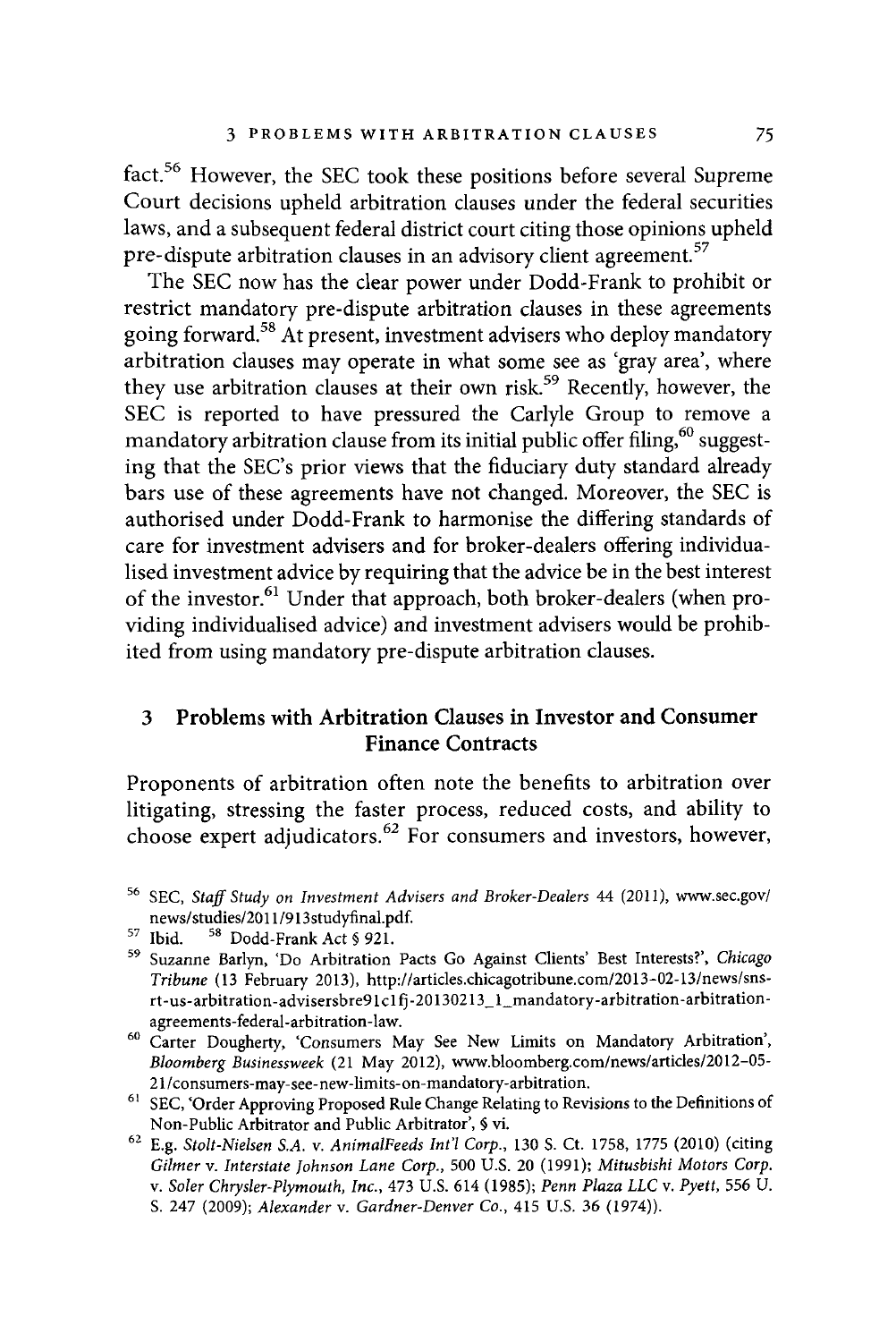fact.[56] However, the SEC took these positions before several Supreme Court decisions upheld arbitration clauses under the federal securities laws, and a subsequent federal district court citing those opinions upheld pre-dispute arbitration clauses in an advisory client agreement.[57]

The SEC now has the clear power under Dodd-Frank to prohibit or restrict mandatory pre-dispute arbitration clauses in these agreements going forward.[58] At present, investment advisers who deploy mandatory arbitration clauses may operate in what some see as 'gray area', where they use arbitration clauses at their own risk.[59] Recently, however, the SEC is reported to have pressured the Carlyle Group to remove a mandatory arbitration clause from its initial public offer filing,[60] suggesting that the SEC's prior views that the fiduciary duty standard already bars use of these agreements have not changed. Moreover, the SEC is authorised under Dodd-Frank to harmonise the differing standards of care for investment advisers and for broker-dealers offering individualised investment advice by requiring that the advice be in the best interest of the investor.[61] Under that approach, both broker-dealers (when providing individualised advice) and investment advisers would be prohibited from using mandatory pre-dispute arbitration clauses.

## 3 Problems with Arbitration Clauses in Investor and Consumer Finance Contracts

Proponents of arbitration often note the benefits to arbitration over litigating, stressing the faster process, reduced costs, and ability to choose expert adjudicators.[62] For consumers and investors, however,

---

[56] SEC, *Staff Study on Investment Advisers and Broker-Dealers* 44 (2011), www.sec.gov/news/studies/2011/913studyfinal.pdf.

[57] Ibid. [58] Dodd-Frank Act § 921.

[59] Suzanne Barlyn, 'Do Arbitration Pacts Go Against Clients' Best Interests?', *Chicago Tribune* (13 February 2013), http://articles.chicagotribune.com/2013-02-13/news/sns-rt-us-arbitration-advisersbre91c1fj-20130213_1_mandatory-arbitration-arbitration-agreements-federal-arbitration-law.

[60] Carter Dougherty, 'Consumers May See New Limits on Mandatory Arbitration', *Bloomberg Businessweek* (21 May 2012), www.bloomberg.com/news/articles/2012-05-21/consumers-may-see-new-limits-on-mandatory-arbitration.

[61] SEC, 'Order Approving Proposed Rule Change Relating to Revisions to the Definitions of Non-Public Arbitrator and Public Arbitrator', § vi.

[62] E.g. *Stolt-Nielsen S.A. v. AnimalFeeds Int'l Corp.*, 130 S. Ct. 1758, 1775 (2010) (citing *Gilmer v. Interstate Johnson Lane Corp.*, 500 U.S. 20 (1991); *Mitusbishi Motors Corp. v. Soler Chrysler-Plymouth, Inc.*, 473 U.S. 614 (1985); *Penn Plaza LLC v. Pyett*, 556 U. S. 247 (2009); *Alexander v. Gardner-Denver Co.*, 415 U.S. 36 (1974)).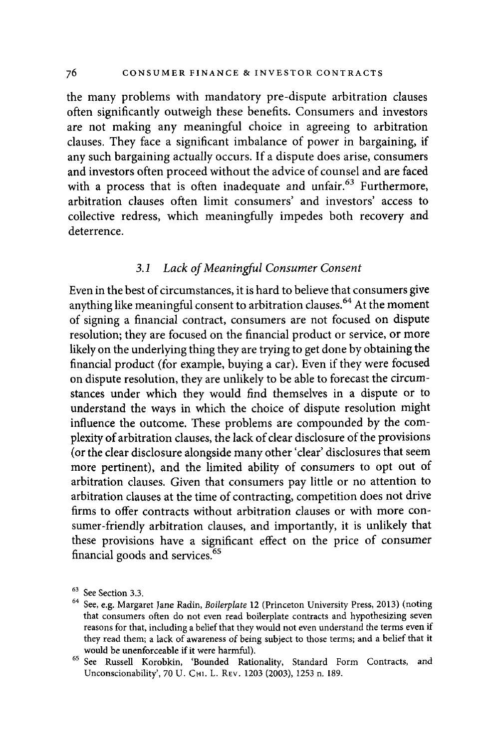the many problems with mandatory pre-dispute arbitration clauses often significantly outweigh these benefits. Consumers and investors are not making any meaningful choice in agreeing to arbitration clauses. They face a significant imbalance of power in bargaining, if any such bargaining actually occurs. If a dispute does arise, consumers and investors often proceed without the advice of counsel and are faced with a process that is often inadequate and unfair.[63] Furthermore, arbitration clauses often limit consumers' and investors' access to collective redress, which meaningfully impedes both recovery and deterrence.

### 3.1 *Lack of Meaningful Consumer Consent*

Even in the best of circumstances, it is hard to believe that consumers give anything like meaningful consent to arbitration clauses.[64] At the moment of signing a financial contract, consumers are not focused on dispute resolution; they are focused on the financial product or service, or more likely on the underlying thing they are trying to get done by obtaining the financial product (for example, buying a car). Even if they were focused on dispute resolution, they are unlikely to be able to forecast the circumstances under which they would find themselves in a dispute or to understand the ways in which the choice of dispute resolution might influence the outcome. These problems are compounded by the complexity of arbitration clauses, the lack of clear disclosure of the provisions (or the clear disclosure alongside many other 'clear' disclosures that seem more pertinent), and the limited ability of consumers to opt out of arbitration clauses. Given that consumers pay little or no attention to arbitration clauses at the time of contracting, competition does not drive firms to offer contracts without arbitration clauses or with more consumer-friendly arbitration clauses, and importantly, it is unlikely that these provisions have a significant effect on the price of consumer financial goods and services.[65]

---

[63] See Section 3.3.

[64] See, e.g. Margaret Jane Radin, *Boilerplate* 12 (Princeton University Press, 2013) (noting that consumers often do not even read boilerplate contracts and hypothesizing seven reasons for that, including a belief that they would not even understand the terms even if they read them; a lack of awareness of being subject to those terms; and a belief that it would be unenforceable if it were harmful).

[65] See Russell Korobkin, 'Bounded Rationality, Standard Form Contracts, and Unconscionability', 70 U. Chi. L. Rev. 1203 (2003), 1253 n. 189.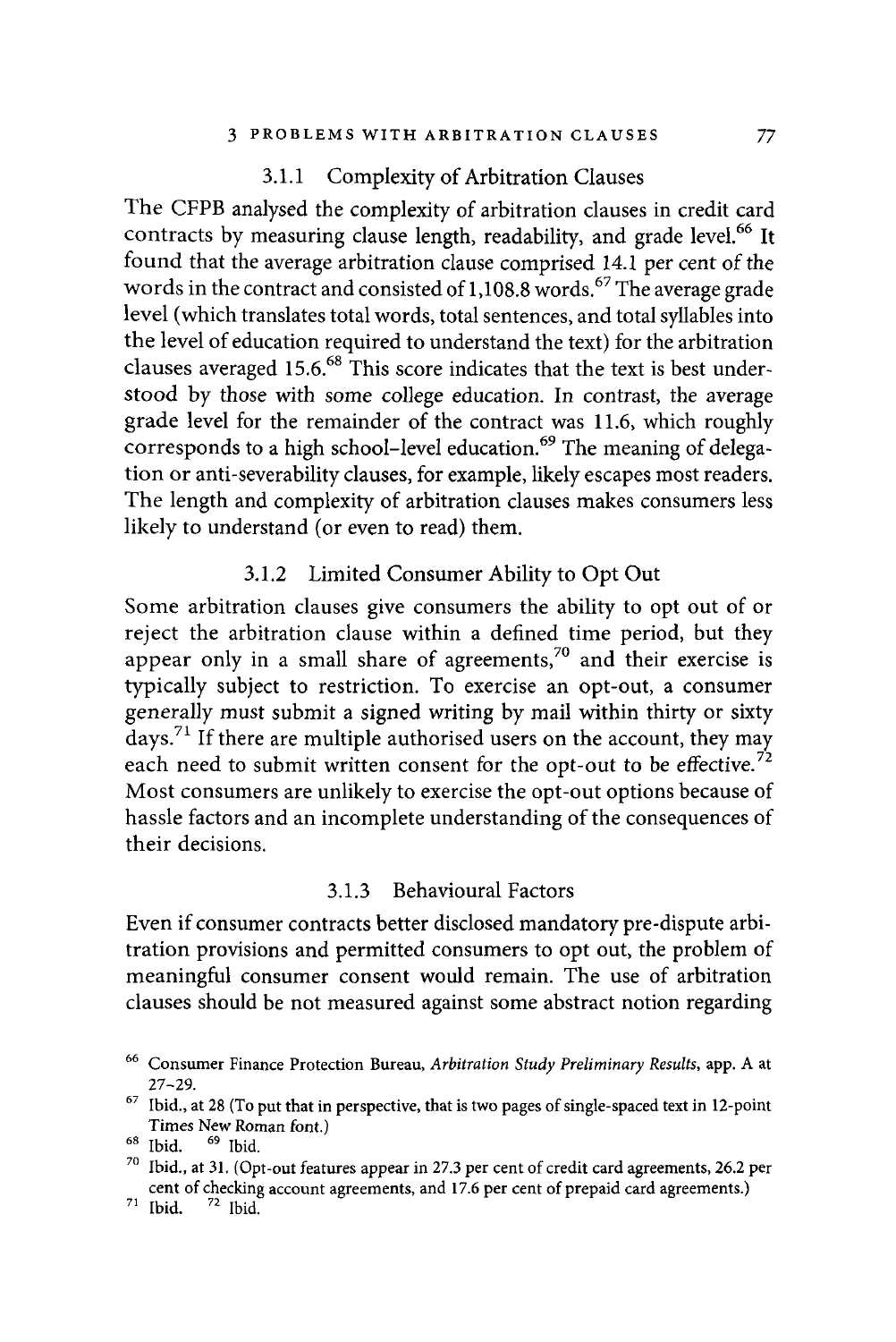### 3.1.1 Complexity of Arbitration Clauses

The CFPB analysed the complexity of arbitration clauses in credit card contracts by measuring clause length, readability, and grade level.[66] It found that the average arbitration clause comprised 14.1 per cent of the words in the contract and consisted of 1,108.8 words.[67] The average grade level (which translates total words, total sentences, and total syllables into the level of education required to understand the text) for the arbitration clauses averaged 15.6.[68] This score indicates that the text is best understood by those with some college education. In contrast, the average grade level for the remainder of the contract was 11.6, which roughly corresponds to a high school–level education.[69] The meaning of delegation or anti-severability clauses, for example, likely escapes most readers. The length and complexity of arbitration clauses makes consumers less likely to understand (or even to read) them.

### 3.1.2 Limited Consumer Ability to Opt Out

Some arbitration clauses give consumers the ability to opt out of or reject the arbitration clause within a defined time period, but they appear only in a small share of agreements,[70] and their exercise is typically subject to restriction. To exercise an opt-out, a consumer generally must submit a signed writing by mail within thirty or sixty days.[71] If there are multiple authorised users on the account, they may each need to submit written consent for the opt-out to be effective.[72] Most consumers are unlikely to exercise the opt-out options because of hassle factors and an incomplete understanding of the consequences of their decisions.

### 3.1.3 Behavioural Factors

Even if consumer contracts better disclosed mandatory pre-dispute arbitration provisions and permitted consumers to opt out, the problem of meaningful consumer consent would remain. The use of arbitration clauses should be not measured against some abstract notion regarding

---

[66] Consumer Finance Protection Bureau, *Arbitration Study Preliminary Results*, app. A at 27–29.

[67] Ibid., at 28 (To put that in perspective, that is two pages of single-spaced text in 12-point Times New Roman font.)

[68] Ibid. [69] Ibid.

[70] Ibid., at 31. (Opt-out features appear in 27.3 per cent of credit card agreements, 26.2 per cent of checking account agreements, and 17.6 per cent of prepaid card agreements.)

[71] Ibid. [72] Ibid.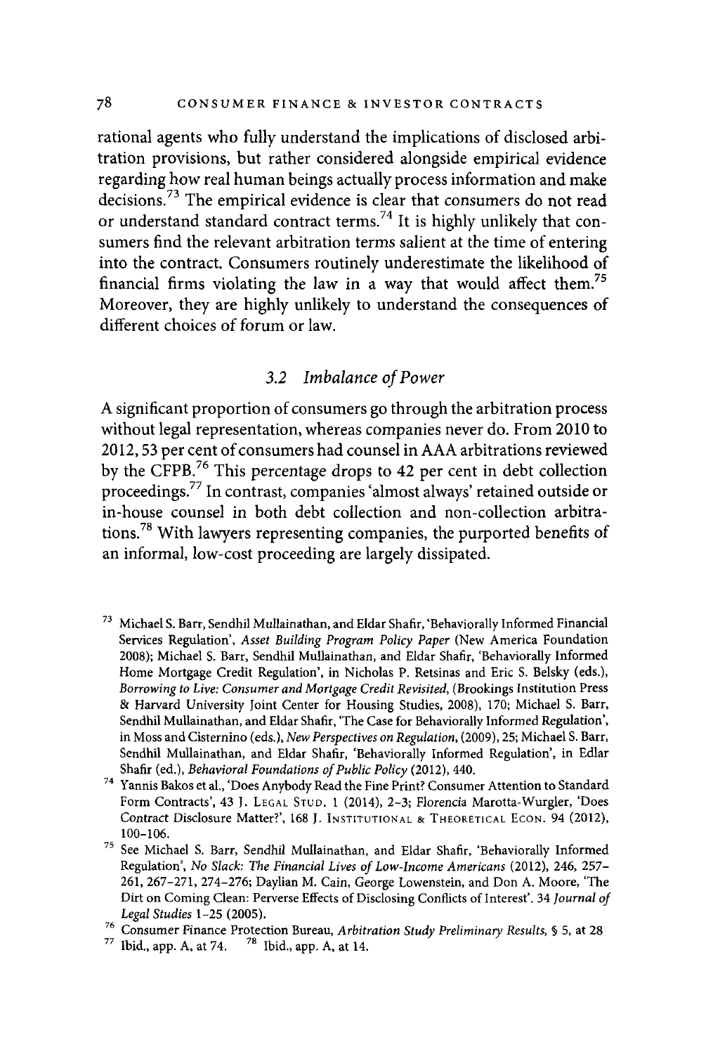rational agents who fully understand the implications of disclosed arbitration provisions, but rather considered alongside empirical evidence regarding how real human beings actually process information and make decisions.[73] The empirical evidence is clear that consumers do not read or understand standard contract terms.[74] It is highly unlikely that consumers find the relevant arbitration terms salient at the time of entering into the contract. Consumers routinely underestimate the likelihood of financial firms violating the law in a way that would affect them.[75] Moreover, they are highly unlikely to understand the consequences of different choices of forum or law.

### 3.2 *Imbalance of Power*

A significant proportion of consumers go through the arbitration process without legal representation, whereas companies never do. From 2010 to 2012, 53 per cent of consumers had counsel in AAA arbitrations reviewed by the CFPB.[76] This percentage drops to 42 per cent in debt collection proceedings.[77] In contrast, companies 'almost always' retained outside or in-house counsel in both debt collection and non-collection arbitrations.[78] With lawyers representing companies, the purported benefits of an informal, low-cost proceeding are largely dissipated.

---

[73] Michael S. Barr, Sendhil Mullainathan, and Eldar Shafir, 'Behaviorally Informed Financial Services Regulation', *Asset Building Program Policy Paper* (New America Foundation 2008); Michael S. Barr, Sendhil Mullainathan, and Eldar Shafir, 'Behaviorally Informed Home Mortgage Credit Regulation', in Nicholas P. Retsinas and Eric S. Belsky (eds.), *Borrowing to Live: Consumer and Mortgage Credit Revisited*, (Brookings Institution Press & Harvard University Joint Center for Housing Studies, 2008), 170; Michael S. Barr, Sendhil Mullainathan, and Eldar Shafir, 'The Case for Behaviorally Informed Regulation', in Moss and Cisternino (eds.), *New Perspectives on Regulation*, (2009), 25; Michael S. Barr, Sendhil Mullainathan, and Eldar Shafir, 'Behaviorally Informed Regulation', in Edlar Shafir (ed.), *Behavioral Foundations of Public Policy* (2012), 440.

[74] Yannis Bakos et al., 'Does Anybody Read the Fine Print? Consumer Attention to Standard Form Contracts', 43 J. Legal Stud. 1 (2014), 2–3; Florencia Marotta-Wurgler, 'Does Contract Disclosure Matter?', 168 J. Institutional & Theoretical Econ. 94 (2012), 100–106.

[75] See Michael S. Barr, Sendhil Mullainathan, and Eldar Shafir, 'Behaviorally Informed Regulation', *No Slack: The Financial Lives of Low-Income Americans* (2012), 246, 257–261, 267–271, 274–276; Daylian M. Cain, George Lowenstein, and Don A. Moore, 'The Dirt on Coming Clean: Perverse Effects of Disclosing Conflicts of Interest'. 34 *Journal of Legal Studies* 1–25 (2005).

[76] Consumer Finance Protection Bureau, *Arbitration Study Preliminary Results*, § 5, at 28

[77] Ibid., app. A, at 74.

[78] Ibid., app. A, at 14.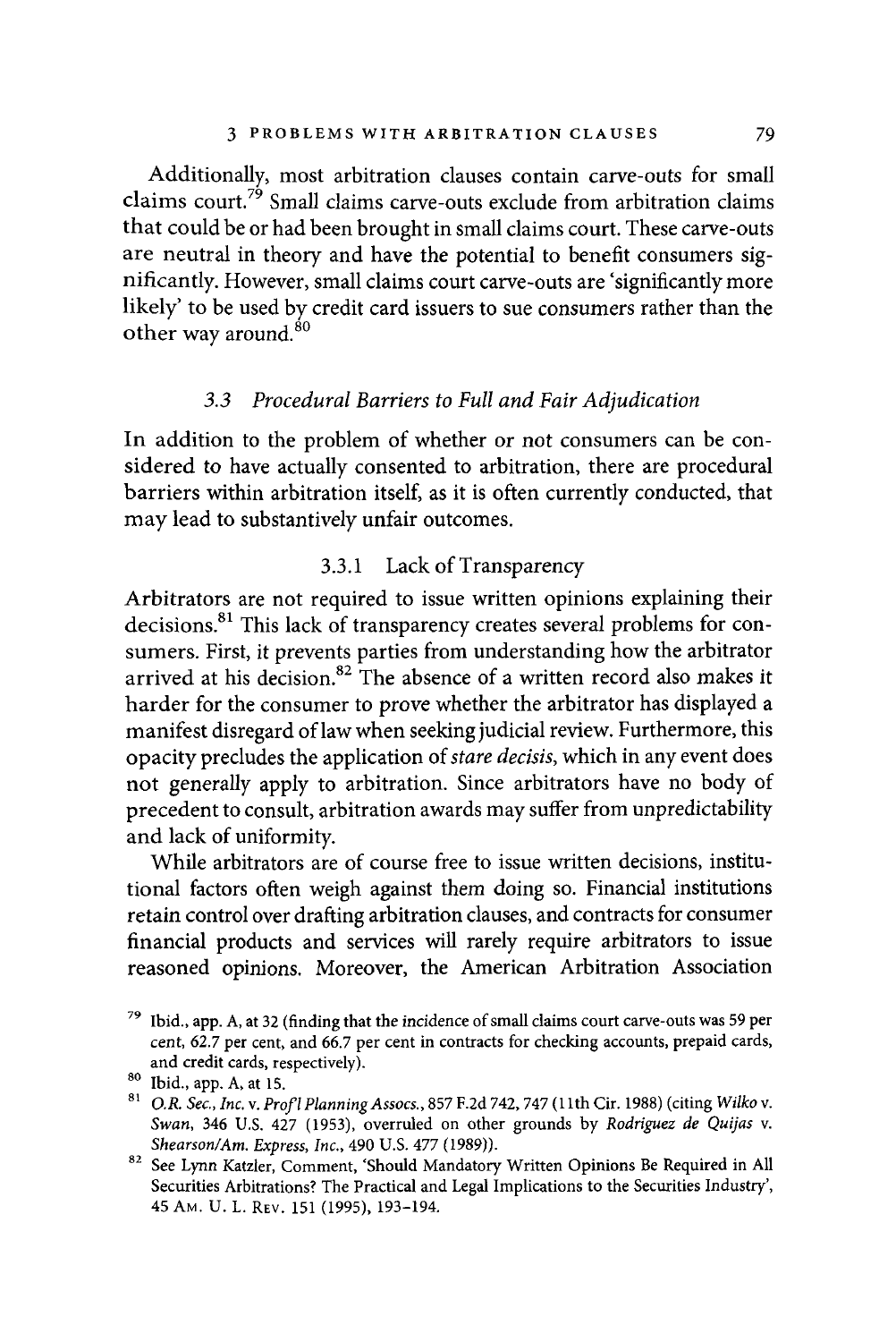Additionally, most arbitration clauses contain carve-outs for small claims court.[79] Small claims carve-outs exclude from arbitration claims that could be or had been brought in small claims court. These carve-outs are neutral in theory and have the potential to benefit consumers significantly. However, small claims court carve-outs are 'significantly more likely' to be used by credit card issuers to sue consumers rather than the other way around.[80]

### *3.3 Procedural Barriers to Full and Fair Adjudication*

In addition to the problem of whether or not consumers can be considered to have actually consented to arbitration, there are procedural barriers within arbitration itself, as it is often currently conducted, that may lead to substantively unfair outcomes.

#### 3.3.1 Lack of Transparency

Arbitrators are not required to issue written opinions explaining their decisions.[81] This lack of transparency creates several problems for consumers. First, it prevents parties from understanding how the arbitrator arrived at his decision.[82] The absence of a written record also makes it harder for the consumer to prove whether the arbitrator has displayed a manifest disregard of law when seeking judicial review. Furthermore, this opacity precludes the application of *stare decisis*, which in any event does not generally apply to arbitration. Since arbitrators have no body of precedent to consult, arbitration awards may suffer from unpredictability and lack of uniformity.

While arbitrators are of course free to issue written decisions, institutional factors often weigh against them doing so. Financial institutions retain control over drafting arbitration clauses, and contracts for consumer financial products and services will rarely require arbitrators to issue reasoned opinions. Moreover, the American Arbitration Association

---

[79] Ibid., app. A, at 32 (finding that the incidence of small claims court carve-outs was 59 per cent, 62.7 per cent, and 66.7 per cent in contracts for checking accounts, prepaid cards, and credit cards, respectively).

[80] Ibid., app. A, at 15.

[81] *O.R. Sec., Inc.* v. *Prof'l Planning Assocs.*, 857 F.2d 742, 747 (11th Cir. 1988) (citing *Wilko* v. *Swan*, 346 U.S. 427 (1953), overruled on other grounds by *Rodriguez de Quijas* v. *Shearson/Am. Express, Inc.*, 490 U.S. 477 (1989)).

[82] See Lynn Katzler, Comment, 'Should Mandatory Written Opinions Be Required in All Securities Arbitrations? The Practical and Legal Implications to the Securities Industry', 45 Am. U. L. Rev. 151 (1995), 193–194.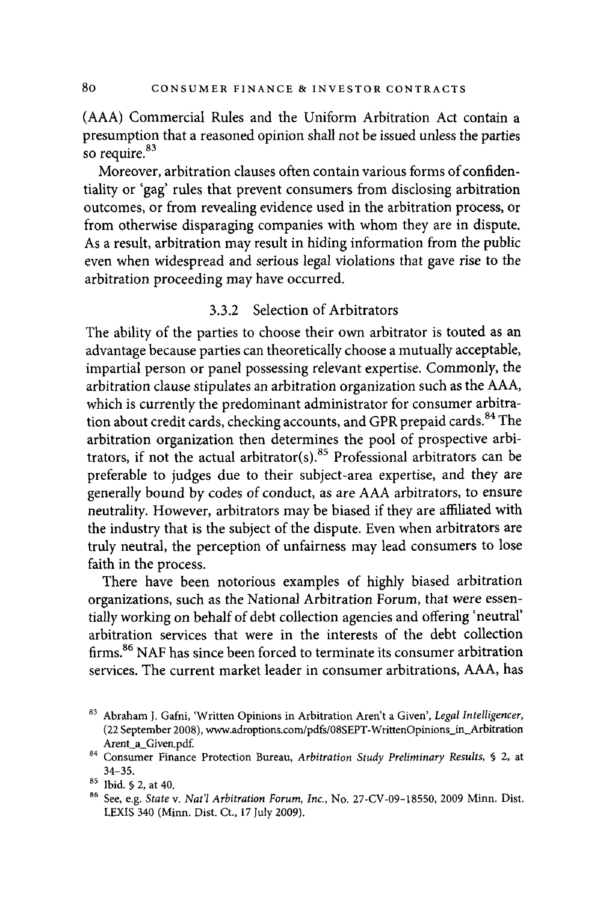(AAA) Commercial Rules and the Uniform Arbitration Act contain a presumption that a reasoned opinion shall not be issued unless the parties so require.[83]

Moreover, arbitration clauses often contain various forms of confidentiality or 'gag' rules that prevent consumers from disclosing arbitration outcomes, or from revealing evidence used in the arbitration process, or from otherwise disparaging companies with whom they are in dispute. As a result, arbitration may result in hiding information from the public even when widespread and serious legal violations that gave rise to the arbitration proceeding may have occurred.

### 3.3.2 Selection of Arbitrators

The ability of the parties to choose their own arbitrator is touted as an advantage because parties can theoretically choose a mutually acceptable, impartial person or panel possessing relevant expertise. Commonly, the arbitration clause stipulates an arbitration organization such as the AAA, which is currently the predominant administrator for consumer arbitration about credit cards, checking accounts, and GPR prepaid cards.[84] The arbitration organization then determines the pool of prospective arbitrators, if not the actual arbitrator(s).[85] Professional arbitrators can be preferable to judges due to their subject-area expertise, and they are generally bound by codes of conduct, as are AAA arbitrators, to ensure neutrality. However, arbitrators may be biased if they are affiliated with the industry that is the subject of the dispute. Even when arbitrators are truly neutral, the perception of unfairness may lead consumers to lose faith in the process.

There have been notorious examples of highly biased arbitration organizations, such as the National Arbitration Forum, that were essentially working on behalf of debt collection agencies and offering 'neutral' arbitration services that were in the interests of the debt collection firms.[86] NAF has since been forced to terminate its consumer arbitration services. The current market leader in consumer arbitrations, AAA, has

[83] Abraham J. Gafni, 'Written Opinions in Arbitration Aren't a Given', *Legal Intelligencer*, (22 September 2008), www.adroptions.com/pdfs/08SEPT-WrittenOpinions_in_Arbitration Arent_a_Given.pdf.

[84] Consumer Finance Protection Bureau, *Arbitration Study Preliminary Results*, § 2, at 34–35.

[85] Ibid. § 2, at 40.

[86] See, e.g. *State* v. *Nat'l Arbitration Forum, Inc.*, No. 27-CV-09-18550, 2009 Minn. Dist. LEXIS 340 (Minn. Dist. Ct., 17 July 2009).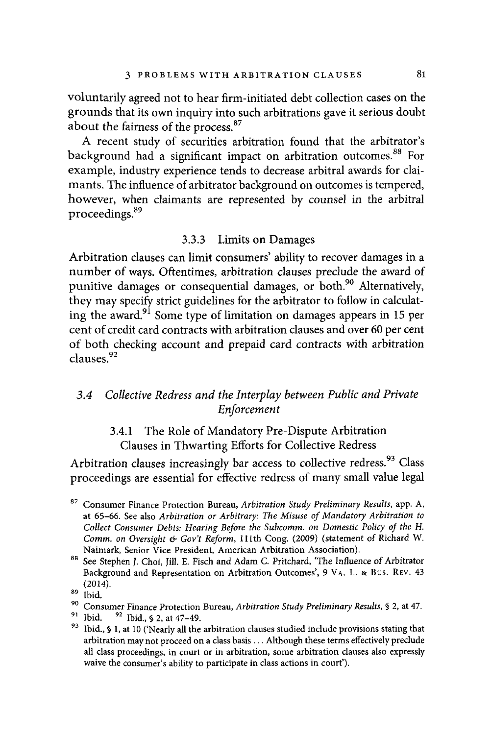voluntarily agreed not to hear firm-initiated debt collection cases on the grounds that its own inquiry into such arbitrations gave it serious doubt about the fairness of the process.[87]

A recent study of securities arbitration found that the arbitrator's background had a significant impact on arbitration outcomes.[88] For example, industry experience tends to decrease arbitral awards for claimants. The influence of arbitrator background on outcomes is tempered, however, when claimants are represented by counsel in the arbitral proceedings.[89]

### 3.3.3 Limits on Damages

Arbitration clauses can limit consumers' ability to recover damages in a number of ways. Oftentimes, arbitration clauses preclude the award of punitive damages or consequential damages, or both.[90] Alternatively, they may specify strict guidelines for the arbitrator to follow in calculating the award.[91] Some type of limitation on damages appears in 15 per cent of credit card contracts with arbitration clauses and over 60 per cent of both checking account and prepaid card contracts with arbitration clauses.[92]

## *3.4 Collective Redress and the Interplay between Public and Private Enforcement*

### 3.4.1 The Role of Mandatory Pre-Dispute Arbitration Clauses in Thwarting Efforts for Collective Redress

Arbitration clauses increasingly bar access to collective redress.[93] Class proceedings are essential for effective redress of many small value legal

---

[87] Consumer Finance Protection Bureau, *Arbitration Study Preliminary Results*, app. A, at 65–66. See also *Arbitration or Arbitrary: The Misuse of Mandatory Arbitration to Collect Consumer Debts: Hearing Before the Subcomm. on Domestic Policy of the H. Comm. on Oversight & Gov't Reform*, 111th Cong. (2009) (statement of Richard W. Naimark, Senior Vice President, American Arbitration Association).

[88] See Stephen J. Choi, Jill. E. Fisch and Adam C. Pritchard, 'The Influence of Arbitrator Background and Representation on Arbitration Outcomes', 9 VA. L. & BUS. REV. 43 (2014).

[89] Ibid.

[90] Consumer Finance Protection Bureau, *Arbitration Study Preliminary Results*, § 2, at 47.

[91] Ibid. [92] Ibid., § 2, at 47–49.

[93] Ibid., § 1, at 10 ('Nearly all the arbitration clauses studied include provisions stating that arbitration may not proceed on a class basis . . . Although these terms effectively preclude all class proceedings, in court or in arbitration, some arbitration clauses also expressly waive the consumer's ability to participate in class actions in court').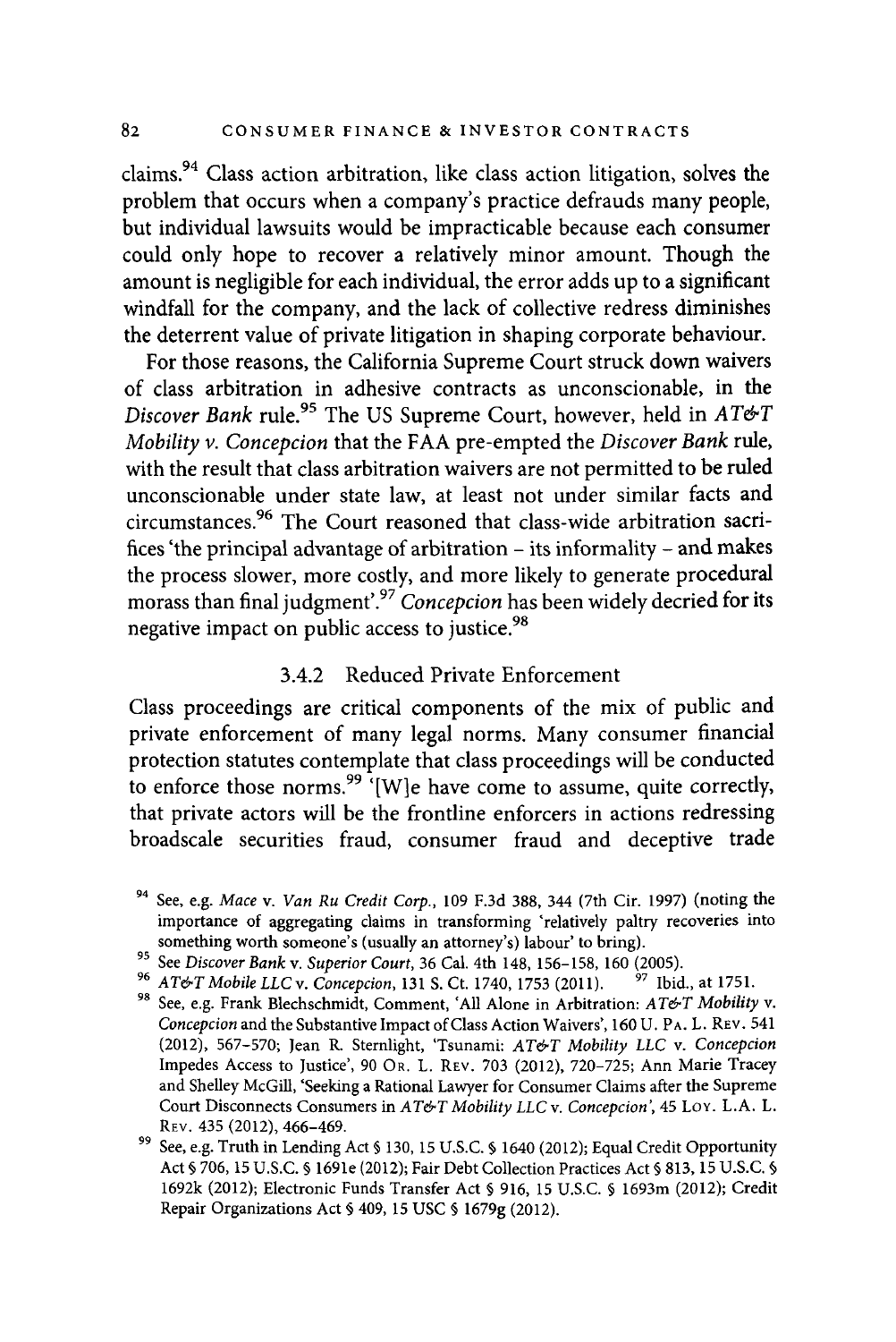claims.[94] Class action arbitration, like class action litigation, solves the problem that occurs when a company's practice defrauds many people, but individual lawsuits would be impracticable because each consumer could only hope to recover a relatively minor amount. Though the amount is negligible for each individual, the error adds up to a significant windfall for the company, and the lack of collective redress diminishes the deterrent value of private litigation in shaping corporate behaviour.

For those reasons, the California Supreme Court struck down waivers of class arbitration in adhesive contracts as unconscionable, in the *Discover Bank* rule.[95] The US Supreme Court, however, held in *AT&T Mobility v. Concepcion* that the FAA pre-empted the *Discover Bank* rule, with the result that class arbitration waivers are not permitted to be ruled unconscionable under state law, at least not under similar facts and circumstances.[96] The Court reasoned that class-wide arbitration sacrifices 'the principal advantage of arbitration – its informality – and makes the process slower, more costly, and more likely to generate procedural morass than final judgment'.[97] *Concepcion* has been widely decried for its negative impact on public access to justice.[98]

### 3.4.2 Reduced Private Enforcement

Class proceedings are critical components of the mix of public and private enforcement of many legal norms. Many consumer financial protection statutes contemplate that class proceedings will be conducted to enforce those norms.[99] '[W]e have come to assume, quite correctly, that private actors will be the frontline enforcers in actions redressing broadscale securities fraud, consumer fraud and deceptive trade

---

[94] See, e.g. *Mace* v. *Van Ru Credit Corp.*, 109 F.3d 388, 344 (7th Cir. 1997) (noting the importance of aggregating claims in transforming 'relatively paltry recoveries into something worth someone's (usually an attorney's) labour' to bring).

[95] See *Discover Bank* v. *Superior Court*, 36 Cal. 4th 148, 156–158, 160 (2005).

[96] *AT&T Mobile LLC* v. *Concepcion*, 131 S. Ct. 1740, 1753 (2011).

[97] Ibid., at 1751.

[98] See, e.g. Frank Blechschmidt, Comment, 'All Alone in Arbitration: *AT&T Mobility* v. *Concepcion* and the Substantive Impact of Class Action Waivers', 160 U. Pa. L. Rev. 541 (2012), 567–570; Jean R. Sternlight, 'Tsunami: *AT&T Mobility LLC* v. *Concepcion* Impedes Access to Justice', 90 Or. L. Rev. 703 (2012), 720–725; Ann Marie Tracey and Shelley McGill, 'Seeking a Rational Lawyer for Consumer Claims after the Supreme Court Disconnects Consumers in *AT&T Mobility LLC* v. *Concepcion*', 45 Loy. L.A. L. Rev. 435 (2012), 466–469.

[99] See, e.g. Truth in Lending Act § 130, 15 U.S.C. § 1640 (2012); Equal Credit Opportunity Act § 706, 15 U.S.C. § 1691e (2012); Fair Debt Collection Practices Act § 813, 15 U.S.C. § 1692k (2012); Electronic Funds Transfer Act § 916, 15 U.S.C. § 1693m (2012); Credit Repair Organizations Act § 409, 15 USC § 1679g (2012).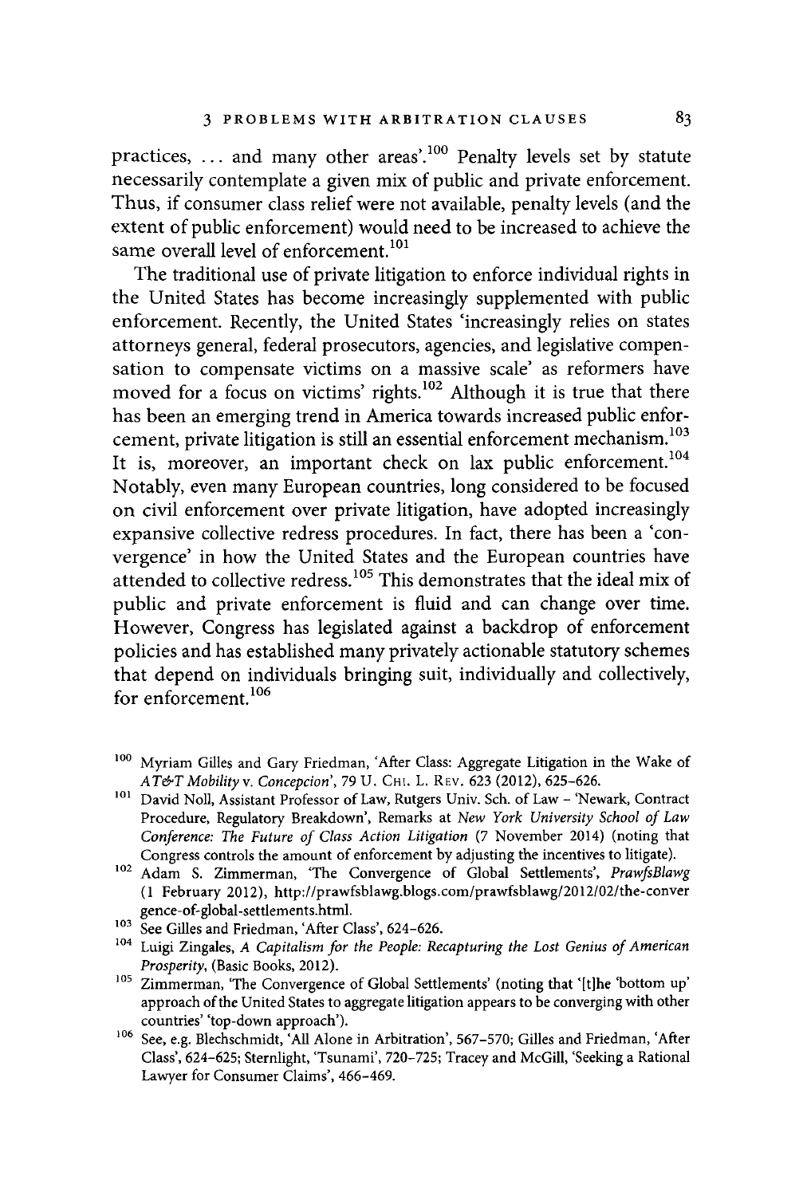practices, ... and many other areas'.[100] Penalty levels set by statute necessarily contemplate a given mix of public and private enforcement. Thus, if consumer class relief were not available, penalty levels (and the extent of public enforcement) would need to be increased to achieve the same overall level of enforcement.[101]

The traditional use of private litigation to enforce individual rights in the United States has become increasingly supplemented with public enforcement. Recently, the United States 'increasingly relies on states attorneys general, federal prosecutors, agencies, and legislative compensation to compensate victims on a massive scale' as reformers have moved for a focus on victims' rights.[102] Although it is true that there has been an emerging trend in America towards increased public enforcement, private litigation is still an essential enforcement mechanism.[103] It is, moreover, an important check on lax public enforcement.[104] Notably, even many European countries, long considered to be focused on civil enforcement over private litigation, have adopted increasingly expansive collective redress procedures. In fact, there has been a 'convergence' in how the United States and the European countries have attended to collective redress.[105] This demonstrates that the ideal mix of public and private enforcement is fluid and can change over time. However, Congress has legislated against a backdrop of enforcement policies and has established many privately actionable statutory schemes that depend on individuals bringing suit, individually and collectively, for enforcement.[106]

---

[100] Myriam Gilles and Gary Friedman, 'After Class: Aggregate Litigation in the Wake of *AT&T Mobility* v. *Concepcion*', 79 U. Chi. L. Rev. 623 (2012), 625–626.

[101] David Noll, Assistant Professor of Law, Rutgers Univ. Sch. of Law – 'Newark, Contract Procedure, Regulatory Breakdown', Remarks at *New York University School of Law Conference: The Future of Class Action Litigation* (7 November 2014) (noting that Congress controls the amount of enforcement by adjusting the incentives to litigate).

[102] Adam S. Zimmerman, 'The Convergence of Global Settlements', *PrawfsBlawg* (1 February 2012), http://prawfsblawg.blogs.com/prawfsblawg/2012/02/the-convergence-of-global-settlements.html.

[103] See Gilles and Friedman, 'After Class', 624–626.

[104] Luigi Zingales, *A Capitalism for the People: Recapturing the Lost Genius of American Prosperity*, (Basic Books, 2012).

[105] Zimmerman, 'The Convergence of Global Settlements' (noting that '[t]he 'bottom up' approach of the United States to aggregate litigation appears to be converging with other countries' 'top-down approach').

[106] See, e.g. Blechschmidt, 'All Alone in Arbitration', 567–570; Gilles and Friedman, 'After Class', 624–625; Sternlight, 'Tsunami', 720–725; Tracey and McGill, 'Seeking a Rational Lawyer for Consumer Claims', 466–469.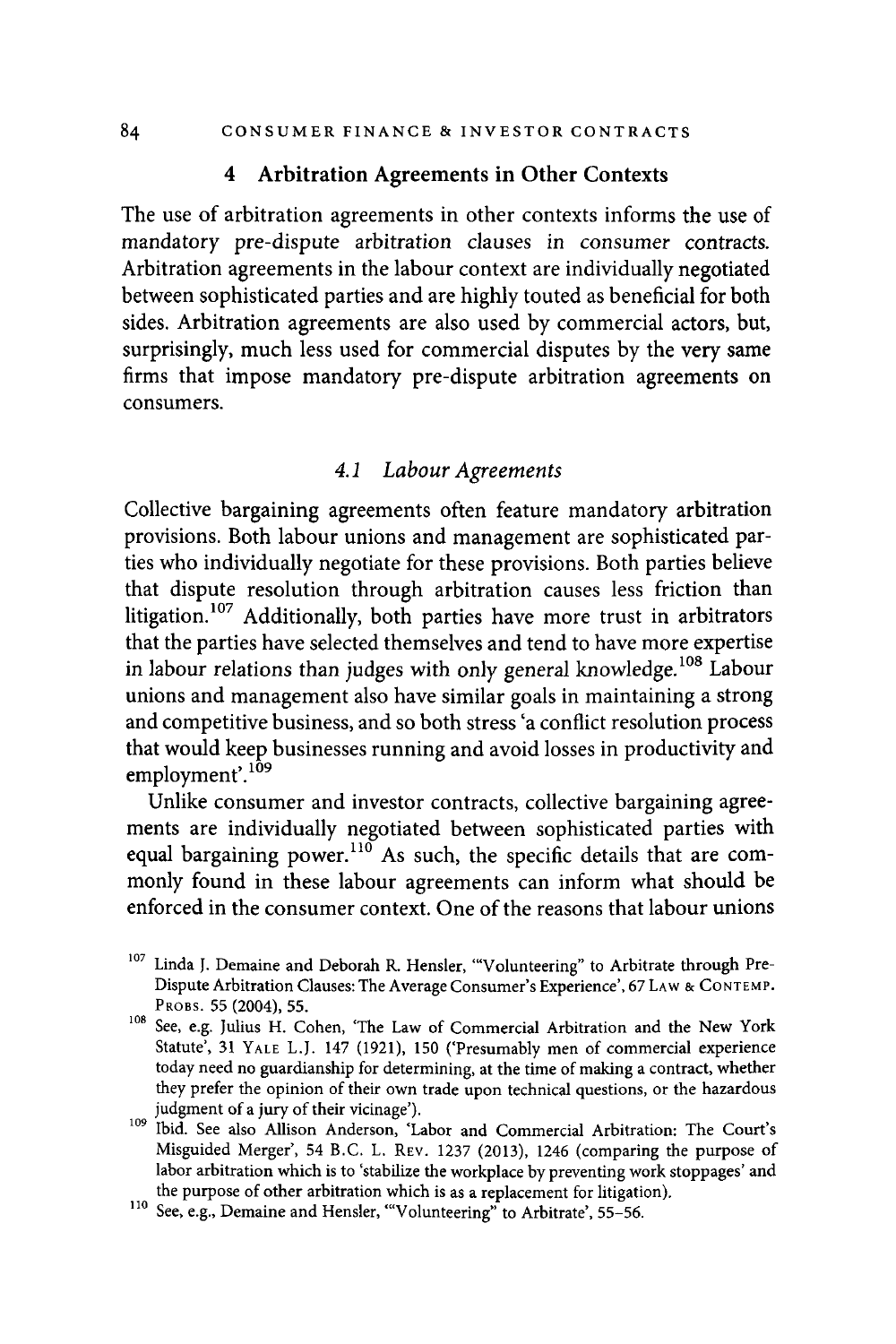## 4 Arbitration Agreements in Other Contexts

The use of arbitration agreements in other contexts informs the use of mandatory pre-dispute arbitration clauses in consumer contracts. Arbitration agreements in the labour context are individually negotiated between sophisticated parties and are highly touted as beneficial for both sides. Arbitration agreements are also used by commercial actors, but, surprisingly, much less used for commercial disputes by the very same firms that impose mandatory pre-dispute arbitration agreements on consumers.

### *4.1 Labour Agreements*

Collective bargaining agreements often feature mandatory arbitration provisions. Both labour unions and management are sophisticated parties who individually negotiate for these provisions. Both parties believe that dispute resolution through arbitration causes less friction than litigation.[107] Additionally, both parties have more trust in arbitrators that the parties have selected themselves and tend to have more expertise in labour relations than judges with only general knowledge.[108] Labour unions and management also have similar goals in maintaining a strong and competitive business, and so both stress 'a conflict resolution process that would keep businesses running and avoid losses in productivity and employment'.[109]

Unlike consumer and investor contracts, collective bargaining agreements are individually negotiated between sophisticated parties with equal bargaining power.[110] As such, the specific details that are commonly found in these labour agreements can inform what should be enforced in the consumer context. One of the reasons that labour unions

---

[107] Linda J. Demaine and Deborah R. Hensler, '"Volunteering" to Arbitrate through Pre-Dispute Arbitration Clauses: The Average Consumer's Experience', 67 LAW & CONTEMP. PROBS. 55 (2004), 55.

[108] See, e.g. Julius H. Cohen, 'The Law of Commercial Arbitration and the New York Statute', 31 YALE L.J. 147 (1921), 150 ('Presumably men of commercial experience today need no guardianship for determining, at the time of making a contract, whether they prefer the opinion of their own trade upon technical questions, or the hazardous judgment of a jury of their vicinage').

[109] Ibid. See also Allison Anderson, 'Labor and Commercial Arbitration: The Court's Misguided Merger', 54 B.C. L. REV. 1237 (2013), 1246 (comparing the purpose of labor arbitration which is to 'stabilize the workplace by preventing work stoppages' and the purpose of other arbitration which is as a replacement for litigation).

[110] See, e.g., Demaine and Hensler, '"Volunteering" to Arbitrate', 55–56.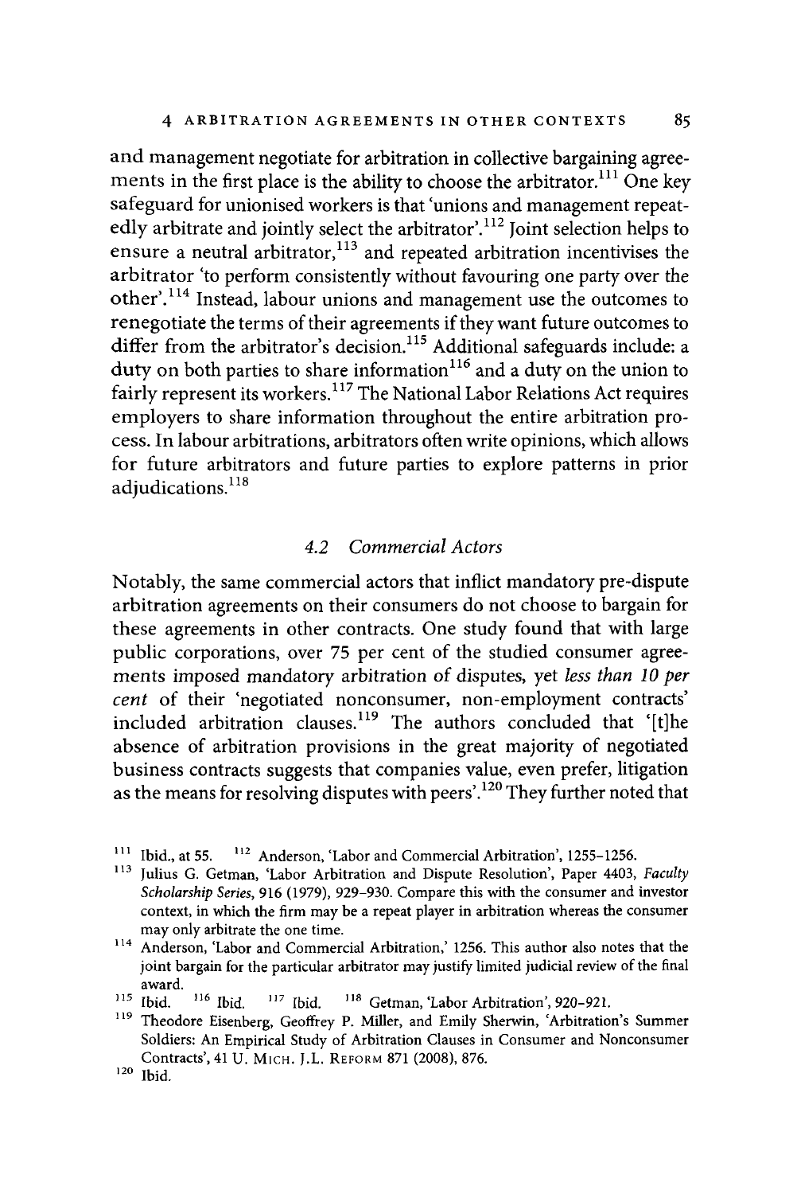and management negotiate for arbitration in collective bargaining agreements in the first place is the ability to choose the arbitrator.[111] One key safeguard for unionised workers is that 'unions and management repeatedly arbitrate and jointly select the arbitrator'.[112] Joint selection helps to ensure a neutral arbitrator,[113] and repeated arbitration incentivises the arbitrator 'to perform consistently without favouring one party over the other'.[114] Instead, labour unions and management use the outcomes to renegotiate the terms of their agreements if they want future outcomes to differ from the arbitrator's decision.[115] Additional safeguards include: a duty on both parties to share information[116] and a duty on the union to fairly represent its workers.[117] The National Labor Relations Act requires employers to share information throughout the entire arbitration process. In labour arbitrations, arbitrators often write opinions, which allows for future arbitrators and future parties to explore patterns in prior adjudications.[118]

### *4.2 Commercial Actors*

Notably, the same commercial actors that inflict mandatory pre-dispute arbitration agreements on their consumers do not choose to bargain for these agreements in other contracts. One study found that with large public corporations, over 75 per cent of the studied consumer agreements imposed mandatory arbitration of disputes, yet *less than 10 per cent* of their 'negotiated nonconsumer, non-employment contracts' included arbitration clauses.[119] The authors concluded that '[t]he absence of arbitration provisions in the great majority of negotiated business contracts suggests that companies value, even prefer, litigation as the means for resolving disputes with peers'.[120] They further noted that

---

[111] Ibid., at 55. [112] Anderson, 'Labor and Commercial Arbitration', 1255–1256.

[113] Julius G. Getman, 'Labor Arbitration and Dispute Resolution', Paper 4403, *Faculty Scholarship Series*, 916 (1979), 929–930. Compare this with the consumer and investor context, in which the firm may be a repeat player in arbitration whereas the consumer may only arbitrate the one time.

[114] Anderson, 'Labor and Commercial Arbitration,' 1256. This author also notes that the joint bargain for the particular arbitrator may justify limited judicial review of the final award.

[115] Ibid. [116] Ibid. [117] Ibid. [118] Getman, 'Labor Arbitration', 920–921.

[119] Theodore Eisenberg, Geoffrey P. Miller, and Emily Sherwin, 'Arbitration's Summer Soldiers: An Empirical Study of Arbitration Clauses in Consumer and Nonconsumer Contracts', 41 U. MICH. J.L. REFORM 871 (2008), 876.

[120] Ibid.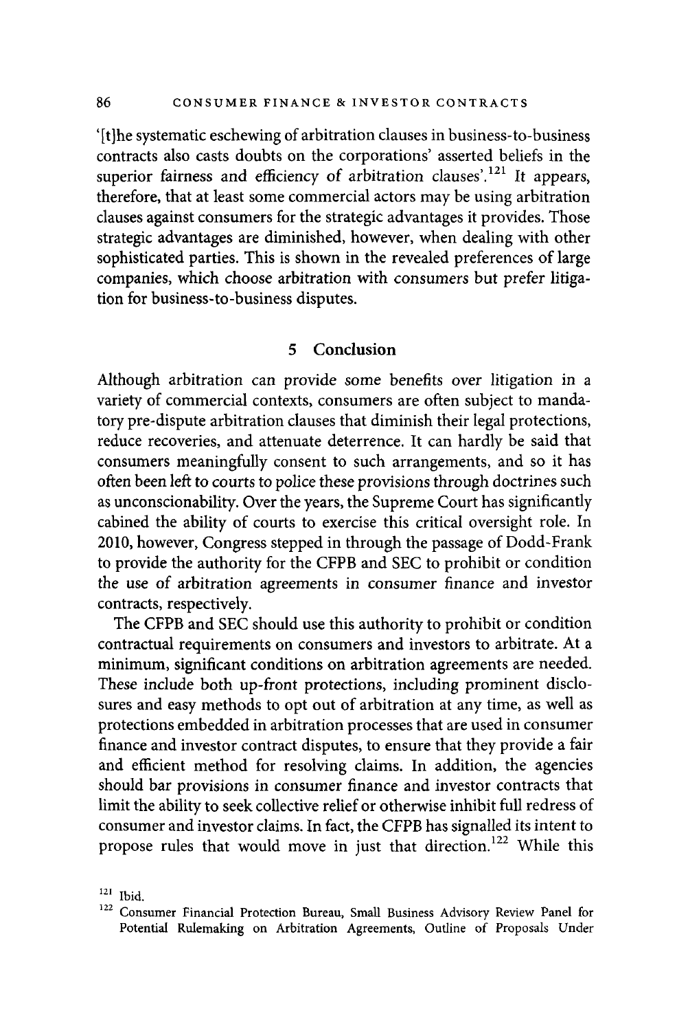'[t]he systematic eschewing of arbitration clauses in business-to-business contracts also casts doubts on the corporations' asserted beliefs in the superior fairness and efficiency of arbitration clauses'.[121] It appears, therefore, that at least some commercial actors may be using arbitration clauses against consumers for the strategic advantages it provides. Those strategic advantages are diminished, however, when dealing with other sophisticated parties. This is shown in the revealed preferences of large companies, which choose arbitration with consumers but prefer litigation for business-to-business disputes.

## 5 Conclusion

Although arbitration can provide some benefits over litigation in a variety of commercial contexts, consumers are often subject to mandatory pre-dispute arbitration clauses that diminish their legal protections, reduce recoveries, and attenuate deterrence. It can hardly be said that consumers meaningfully consent to such arrangements, and so it has often been left to courts to police these provisions through doctrines such as unconscionability. Over the years, the Supreme Court has significantly cabined the ability of courts to exercise this critical oversight role. In 2010, however, Congress stepped in through the passage of Dodd-Frank to provide the authority for the CFPB and SEC to prohibit or condition the use of arbitration agreements in consumer finance and investor contracts, respectively.

The CFPB and SEC should use this authority to prohibit or condition contractual requirements on consumers and investors to arbitrate. At a minimum, significant conditions on arbitration agreements are needed. These include both up-front protections, including prominent disclosures and easy methods to opt out of arbitration at any time, as well as protections embedded in arbitration processes that are used in consumer finance and investor contract disputes, to ensure that they provide a fair and efficient method for resolving claims. In addition, the agencies should bar provisions in consumer finance and investor contracts that limit the ability to seek collective relief or otherwise inhibit full redress of consumer and investor claims. In fact, the CFPB has signalled its intent to propose rules that would move in just that direction.[122] While this

[121] Ibid.

[122] Consumer Financial Protection Bureau, Small Business Advisory Review Panel for Potential Rulemaking on Arbitration Agreements, Outline of Proposals Under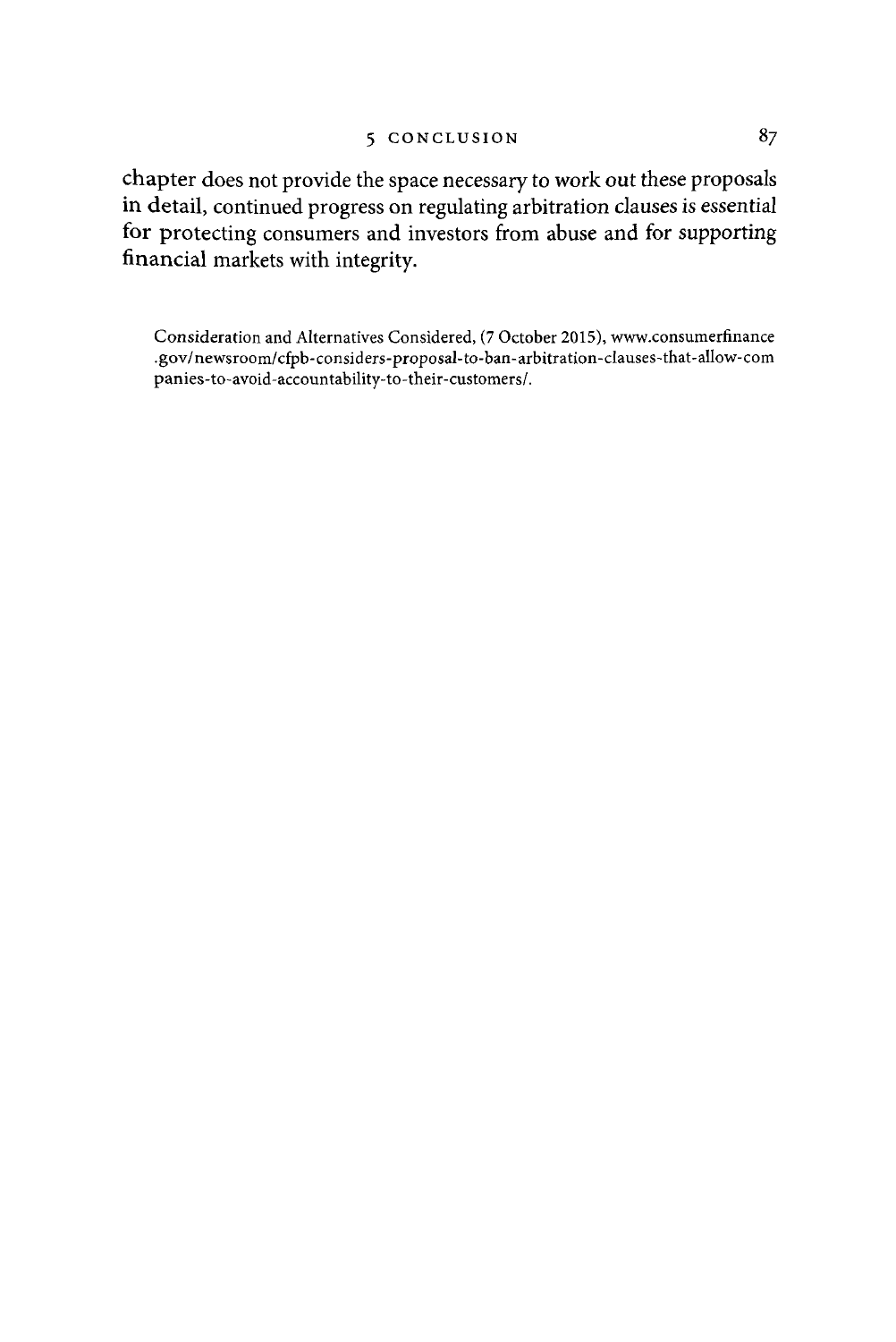chapter does not provide the space necessary to work out these proposals in detail, continued progress on regulating arbitration clauses is essential for protecting consumers and investors from abuse and for supporting financial markets with integrity.

Consideration and Alternatives Considered, (7 October 2015), www.consumerfinance.gov/newsroom/cfpb-considers-proposal-to-ban-arbitration-clauses-that-allow-companies-to-avoid-accountability-to-their-customers/.